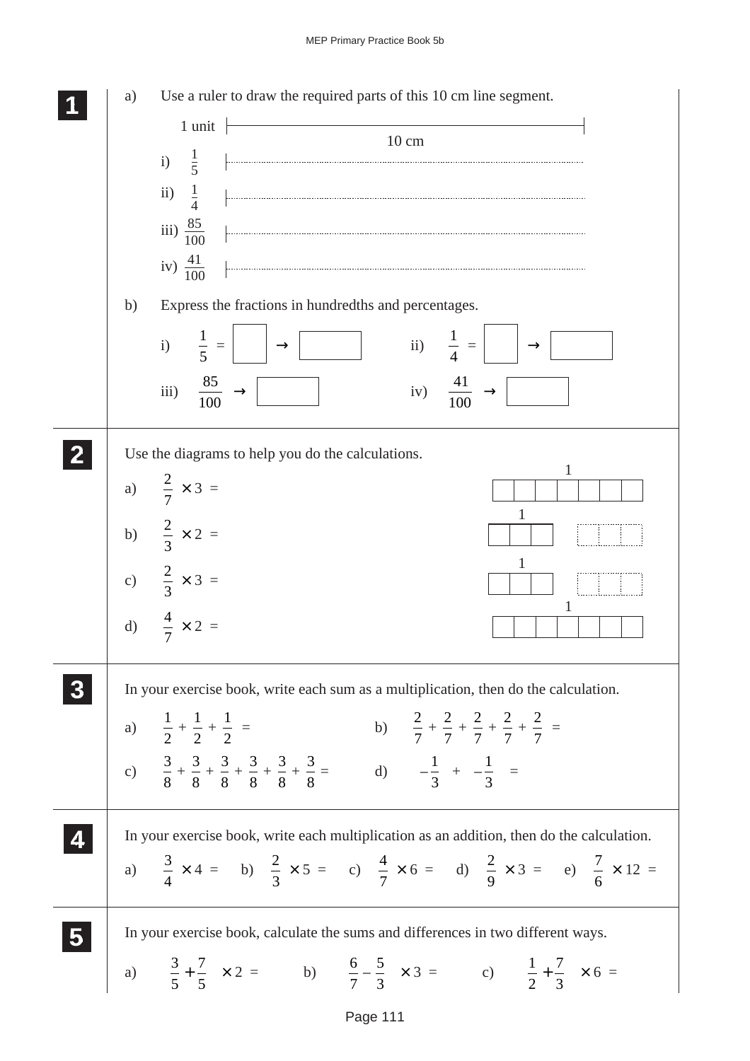**1**

a) Use a ruler to draw the required parts of this 10 cm line segment.

1 unit (10 cm)

i) $\frac{1}{5}$

ii) $\frac{1}{4}$

iii) $\frac{85}{100}$

iv) $\frac{41}{100}$

b) Express the fractions in hundredths and percentages.

i) $\frac{1}{5} = \square \rightarrow \square$

ii) $\frac{1}{4} = \square \rightarrow \square$

iii) $\frac{85}{100} \rightarrow \square$

iv) $\frac{41}{100} \rightarrow \square$

**2**

Use the diagrams to help you do the calculations.

a) $\frac{2}{7} \times 3 =$

b) $\frac{2}{3} \times 2 =$

c) $\frac{2}{3} \times 3 =$

d) $\frac{4}{7} \times 2 =$

**3**

In your exercise book, write each sum as a multiplication, then do the calculation.

a) $\frac{1}{2} + \frac{1}{2} + \frac{1}{2} =$

b) $\frac{2}{7} + \frac{2}{7} + \frac{2}{7} + \frac{2}{7} + \frac{2}{7} =$

c) $\frac{3}{8} + \frac{3}{8} + \frac{3}{8} + \frac{3}{8} + \frac{3}{8} + \frac{3}{8} =$

d) $\left(-\frac{1}{3}\right) + \left(-\frac{1}{3}\right) =$

**4**

In your exercise book, write each multiplication as an addition, then do the calculation.

a) $\frac{3}{4} \times 4 =$ b) $\frac{2}{3} \times 5 =$ c) $\frac{4}{7} \times 6 =$ d) $\frac{2}{9} \times 3 =$ e) $\frac{7}{6} \times 12 =$

**5**

In your exercise book, calculate the sums and differences in two different ways.

a) $\left(\frac{3}{5} + \frac{7}{5}\right) \times 2 =$ b) $\left(\frac{6}{7} - \frac{5}{3}\right) \times 3 =$ c) $\left(\frac{1}{2} + \frac{7}{3}\right) \times 6 =$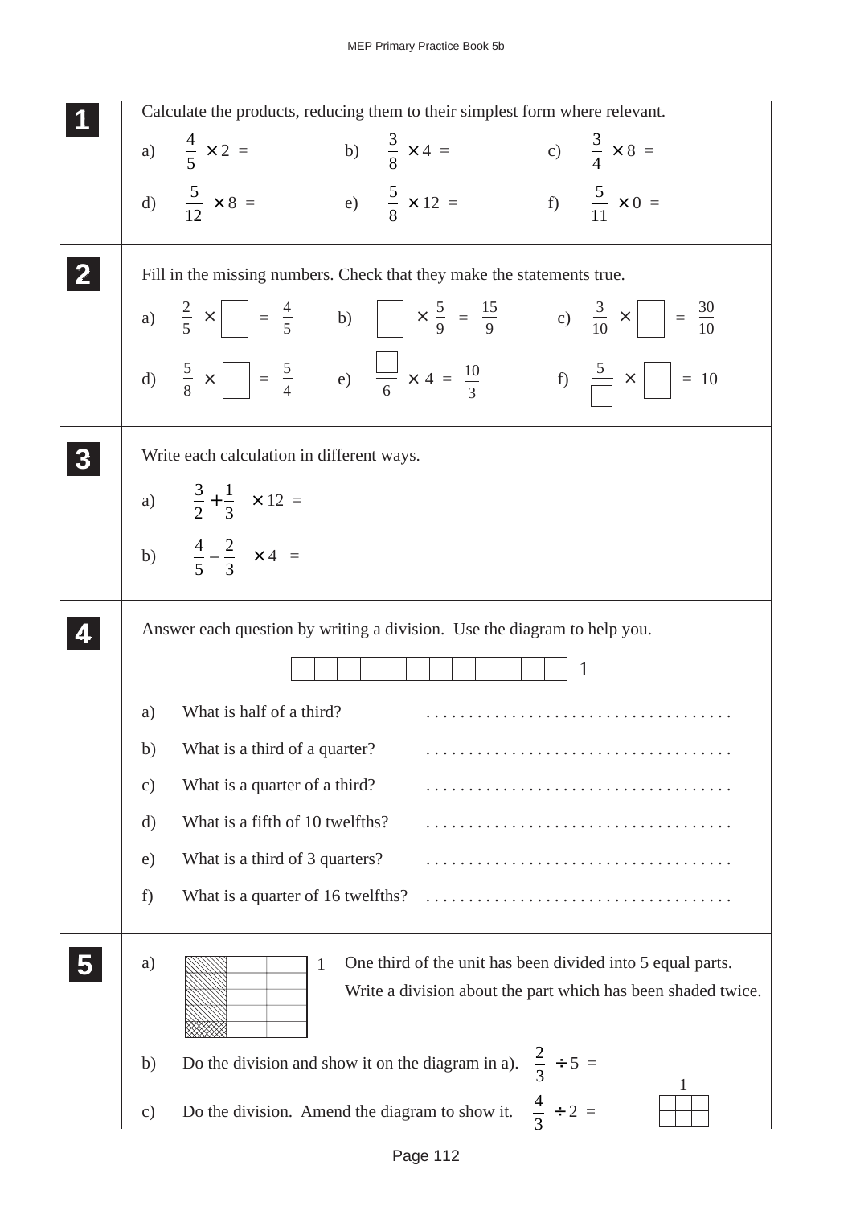**1** Calculate the products, reducing them to their simplest form where relevant.

a) $\frac{4}{5} \times 2 =$ b) $\frac{3}{8} \times 4 =$ c) $\frac{3}{4} \times 8 =$

d) $\frac{5}{12} \times 8 =$ e) $\frac{5}{8} \times 12 =$ f) $\frac{5}{11} \times 0 =$

**2** Fill in the missing numbers. Check that they make the statements true.

a) $\frac{2}{5} \times \square = \frac{4}{5}$ b) $\square \times \frac{5}{9} = \frac{15}{9}$ c) $\frac{3}{10} \times \square = \frac{30}{10}$

d) $\frac{5}{8} \times \square = \frac{5}{4}$ e) $\frac{\square}{6} \times 4 = \frac{10}{3}$ f) $\frac{5}{\square} \times \square = 10$

**3** Write each calculation in different ways.

a) $\left(\frac{3}{2} + \frac{1}{3}\right) \times 12 =$

b) $\left(\frac{4}{5} - \frac{2}{3}\right) \times 4 =$

**4** Answer each question by writing a division. Use the diagram to help you.

(Diagram: a strip divided into 12 equal parts, labelled 1)

a) What is half of a third? . . . . . . . . . . . . . . . . . . . . . . . . . . . . . . . . . . . .

b) What is a third of a quarter? . . . . . . . . . . . . . . . . . . . . . . . . . . . . . . . . . . . .

c) What is a quarter of a third? . . . . . . . . . . . . . . . . . . . . . . . . . . . . . . . . . . . .

d) What is a fifth of 10 twelfths? . . . . . . . . . . . . . . . . . . . . . . . . . . . . . . . . . . . .

e) What is a third of 3 quarters? . . . . . . . . . . . . . . . . . . . . . . . . . . . . . . . . . . . .

f) What is a quarter of 16 twelfths? . . . . . . . . . . . . . . . . . . . . . . . . . . . . . . . . . . . .

**5** a) (Diagram: a unit rectangle labelled 1, divided into 3 columns and 5 rows; first column shaded, bottom part of first column shaded twice)

One third of the unit has been divided into 5 equal parts. Write a division about the part which has been shaded twice.

b) Do the division and show it on the diagram in a). $\frac{2}{3} \div 5 =$

c) Do the division. Amend the diagram to show it. $\frac{4}{3} \div 2 =$

(Diagram: a unit rectangle labelled 1, divided into 3 columns and 2 rows)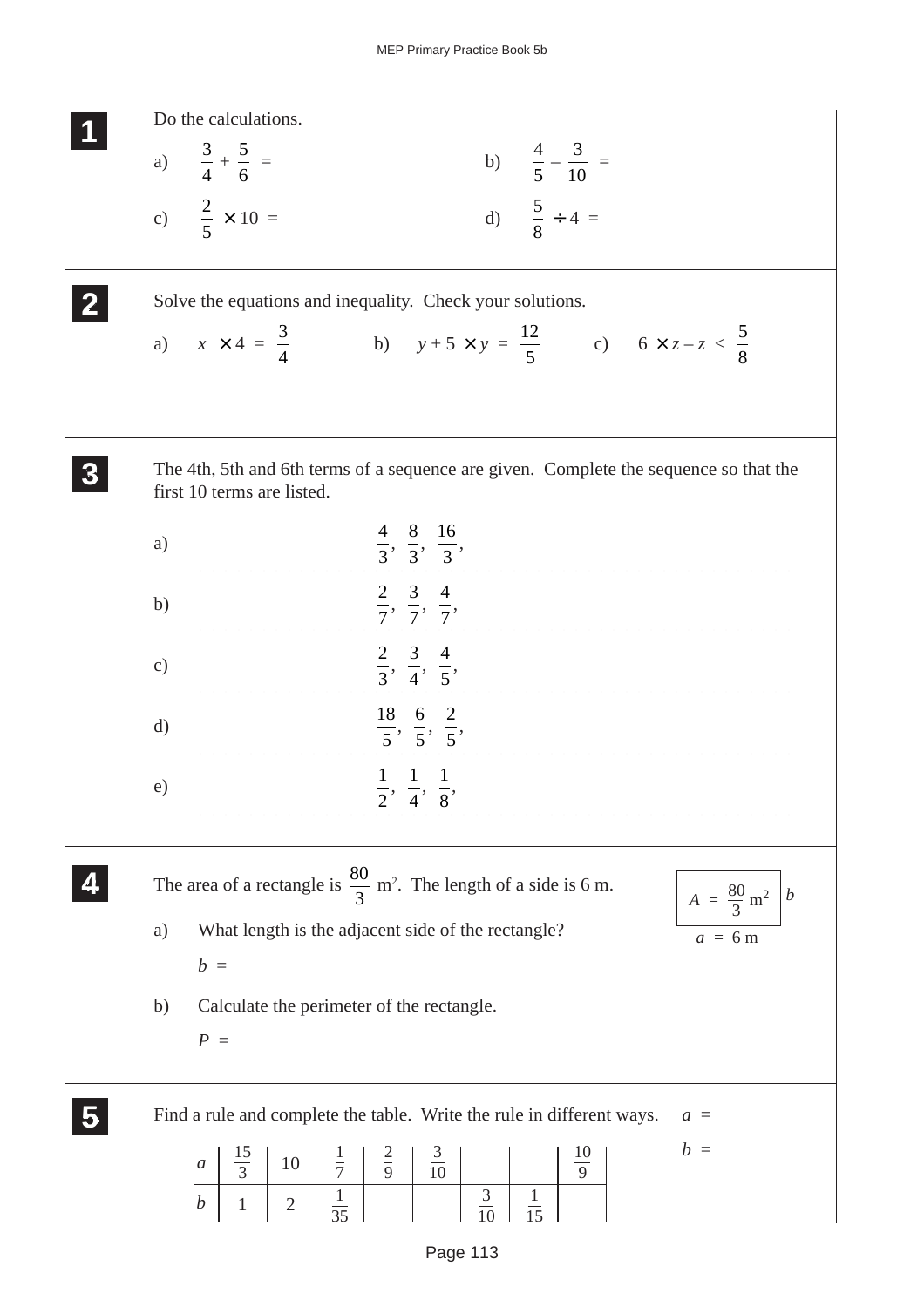**1**

Do the calculations.

a) $\frac{3}{4} + \frac{5}{6} =$

b) $\frac{4}{5} - \frac{3}{10} =$

c) $\frac{2}{5} \times 10 =$

d) $\frac{5}{8} \div 4 =$

**2**

Solve the equations and inequality. Check your solutions.

a) $x \times 4 = \frac{3}{4}$

b) $y + 5 \times y = \frac{12}{5}$

c) $6 \times z - z < \frac{5}{8}$

**3**

The 4th, 5th and 6th terms of a sequence are given. Complete the sequence so that the first 10 terms are listed.

a) $\frac{4}{3}, \frac{8}{3}, \frac{16}{3},$

b) $\frac{2}{7}, \frac{3}{7}, \frac{4}{7},$

c) $\frac{2}{3}, \frac{3}{4}, \frac{4}{5},$

d) $\frac{18}{5}, \frac{6}{5}, \frac{2}{5},$

e) $\frac{1}{2}, \frac{1}{4}, \frac{1}{8},$

**4**

The area of a rectangle is $\frac{80}{3}$ m². The length of a side is 6 m.

$A = \frac{80}{3}$ m², $b$, $a = 6$ m

a) What length is the adjacent side of the rectangle?

$b =$

b) Calculate the perimeter of the rectangle.

$P =$

**5**

Find a rule and complete the table. Write the rule in different ways.

| $a$ | $\frac{15}{3}$ | 10 | $\frac{1}{7}$ | $\frac{2}{9}$ | $\frac{3}{10}$ | | | $\frac{10}{9}$ |
|---|---|---|---|---|---|---|---|---|
| $b$ | 1 | 2 | $\frac{1}{35}$ | | | $\frac{3}{10}$ | $\frac{1}{15}$ | |

$a =$

$b =$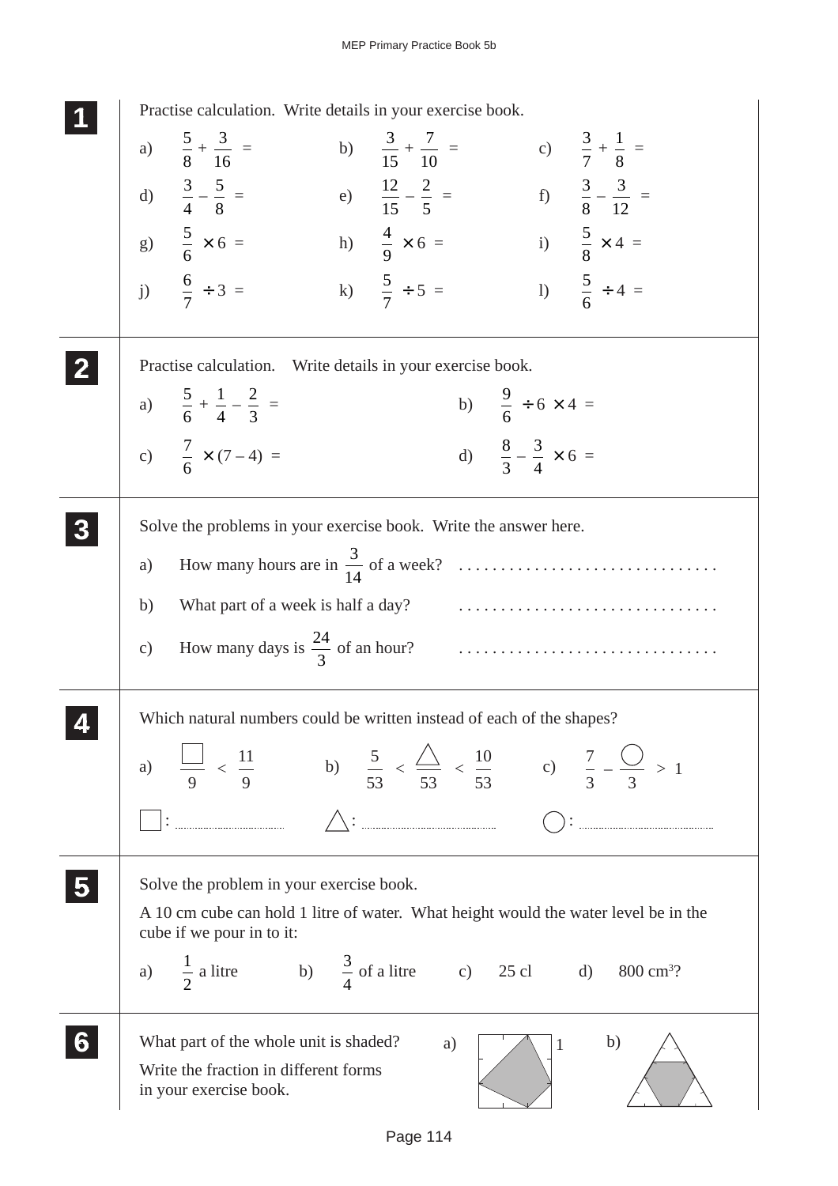**1**

Practise calculation. Write details in your exercise book.

a) $\frac{5}{8} + \frac{3}{16} =$ b) $\frac{3}{15} + \frac{7}{10} =$ c) $\frac{3}{7} + \frac{1}{8} =$

d) $\frac{3}{4} - \frac{5}{8} =$ e) $\frac{12}{15} - \frac{2}{5} =$ f) $\frac{3}{8} - \frac{3}{12} =$

g) $\frac{5}{6} \times 6 =$ h) $\frac{4}{9} \times 6 =$ i) $\frac{5}{8} \times 4 =$

j) $\frac{6}{7} \div 3 =$ k) $\frac{5}{7} \div 5 =$ l) $\frac{5}{6} \div 4 =$

**2**

Practise calculation. Write details in your exercise book.

a) $\frac{5}{6} + \frac{1}{4} - \frac{2}{3} =$ b) $\frac{9}{6} \div 6 \times 4 =$

c) $\frac{7}{6} \times (7 - 4) =$ d) $\frac{8}{3} - \frac{3}{4} \times 6 =$

**3**

Solve the problems in your exercise book. Write the answer here.

a) How many hours are in $\frac{3}{14}$ of a week? ...............................

b) What part of a week is half a day? ...............................

c) How many days is $\frac{24}{3}$ of an hour? ...............................

**4**

Which natural numbers could be written instead of each of the shapes?

a) $\frac{\square}{9} < \frac{11}{9}$ b) $\frac{5}{53} < \frac{\triangle}{53} < \frac{10}{53}$ c) $\frac{7}{3} - \frac{\bigcirc}{3} > 1$

$\square$: .................... $\triangle$: .................... $\bigcirc$: ....................

**5**

Solve the problem in your exercise book.

A 10 cm cube can hold 1 litre of water. What height would the water level be in the cube if we pour in to it:

a) $\frac{1}{2}$ a litre b) $\frac{3}{4}$ of a litre c) 25 cl d) 800 $cm^3$?

**6**

What part of the whole unit is shaded?

Write the fraction in different forms in your exercise book.

a) 1 b)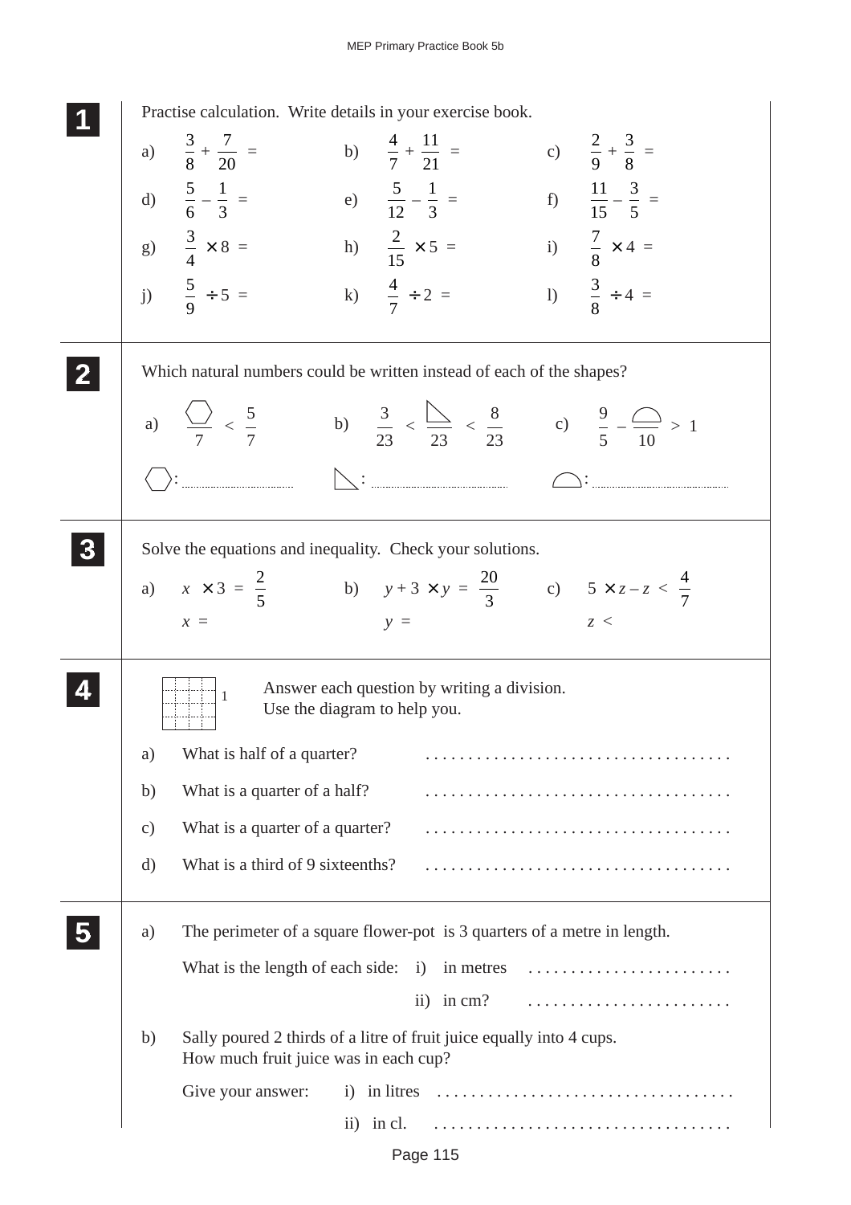**1**

Practise calculation. Write details in your exercise book.

a) $\frac{3}{8} + \frac{7}{20} =$ b) $\frac{4}{7} + \frac{11}{21} =$ c) $\frac{2}{9} + \frac{3}{8} =$

d) $\frac{5}{6} - \frac{1}{3} =$ e) $\frac{5}{12} - \frac{1}{3} =$ f) $\frac{11}{15} - \frac{3}{5} =$

g) $\frac{3}{4} \times 8 =$ h) $\frac{2}{15} \times 5 =$ i) $\frac{7}{8} \times 4 =$

j) $\frac{5}{9} \div 5 =$ k) $\frac{4}{7} \div 2 =$ l) $\frac{3}{8} \div 4 =$

**2**

Which natural numbers could be written instead of each of the shapes?

a) $\frac{⬡}{7} < \frac{5}{7}$ b) $\frac{3}{23} < \frac{◺}{23} < \frac{8}{23}$ c) $\frac{9}{5} - \frac{◠}{10} > 1$

⬡: ................ ◺: ................ ◠: ................

**3**

Solve the equations and inequality. Check your solutions.

a) $x \times 3 = \frac{2}{5}$ b) $y + 3 \times y = \frac{20}{3}$ c) $5 \times z - z < \frac{4}{7}$

$x =$ $y =$ $z <$

**4**

Answer each question by writing a division.
Use the diagram to help you.

a) What is half of a quarter? ....................................

b) What is a quarter of a half? ....................................

c) What is a quarter of a quarter? ....................................

d) What is a third of 9 sixteenths? ....................................

**5**

a) The perimeter of a square flower-pot is 3 quarters of a metre in length.

What is the length of each side: i) in metres ........................

ii) in cm? ........................

b) Sally poured 2 thirds of a litre of fruit juice equally into 4 cups.
How much fruit juice was in each cup?

Give your answer: i) in litres ....................................

ii) in cl. ....................................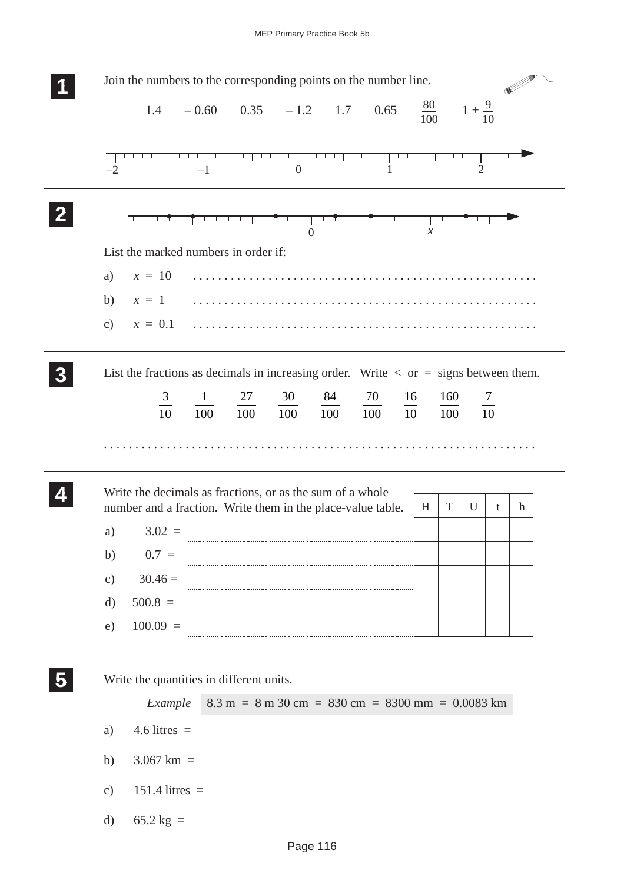**1** Join the numbers to the corresponding points on the number line.

1.4 &nbsp;&nbsp; – 0.60 &nbsp;&nbsp; 0.35 &nbsp;&nbsp; – 1.2 &nbsp;&nbsp; 1.7 &nbsp;&nbsp; 0.65 &nbsp;&nbsp; $\frac{80}{100}$ &nbsp;&nbsp; $1 + \frac{9}{10}$

–2 &nbsp;&nbsp;&nbsp;&nbsp; –1 &nbsp;&nbsp;&nbsp;&nbsp; 0 &nbsp;&nbsp;&nbsp;&nbsp; 1 &nbsp;&nbsp;&nbsp;&nbsp; 2

---

**2**

0 &nbsp;&nbsp;&nbsp;&nbsp; $x$

List the marked numbers in order if:

a) $x = 10$ . . . . . . . . . . . . . . . . . . . . . . . . . . . . . . . . . . . . . . . .

b) $x = 1$ . . . . . . . . . . . . . . . . . . . . . . . . . . . . . . . . . . . . . . . .

c) $x = 0.1$ . . . . . . . . . . . . . . . . . . . . . . . . . . . . . . . . . . . . . . . .

---

**3** List the fractions as decimals in increasing order. Write $<$ or $=$ signs between them.

$\frac{3}{10}$ &nbsp;&nbsp; $\frac{1}{100}$ &nbsp;&nbsp; $\frac{27}{100}$ &nbsp;&nbsp; $\frac{30}{100}$ &nbsp;&nbsp; $\frac{84}{100}$ &nbsp;&nbsp; $\frac{70}{100}$ &nbsp;&nbsp; $\frac{16}{10}$ &nbsp;&nbsp; $\frac{160}{100}$ &nbsp;&nbsp; $\frac{7}{10}$

. . . . . . . . . . . . . . . . . . . . . . . . . . . . . . . . . . . . . . . . . . . . . . . . . . . . . . . . . . . .

---

**4** Write the decimals as fractions, or as the sum of a whole number and a fraction. Write them in the place-value table.

| | | H | T | U | t | h |
|---|---|---|---|---|---|---|
| a) 3.02 = | .................................. | | | | | |
| b) 0.7 = | .................................. | | | | | |
| c) 30.46 = | .................................. | | | | | |
| d) 500.8 = | .................................. | | | | | |
| e) 100.09 = | .................................. | | | | | |

---

**5** Write the quantities in different units.

*Example* &nbsp; 8.3 m = 8 m 30 cm = 830 cm = 8300 mm = 0.0083 km

a) 4.6 litres =

b) 3.067 km =

c) 151.4 litres =

d) 65.2 kg =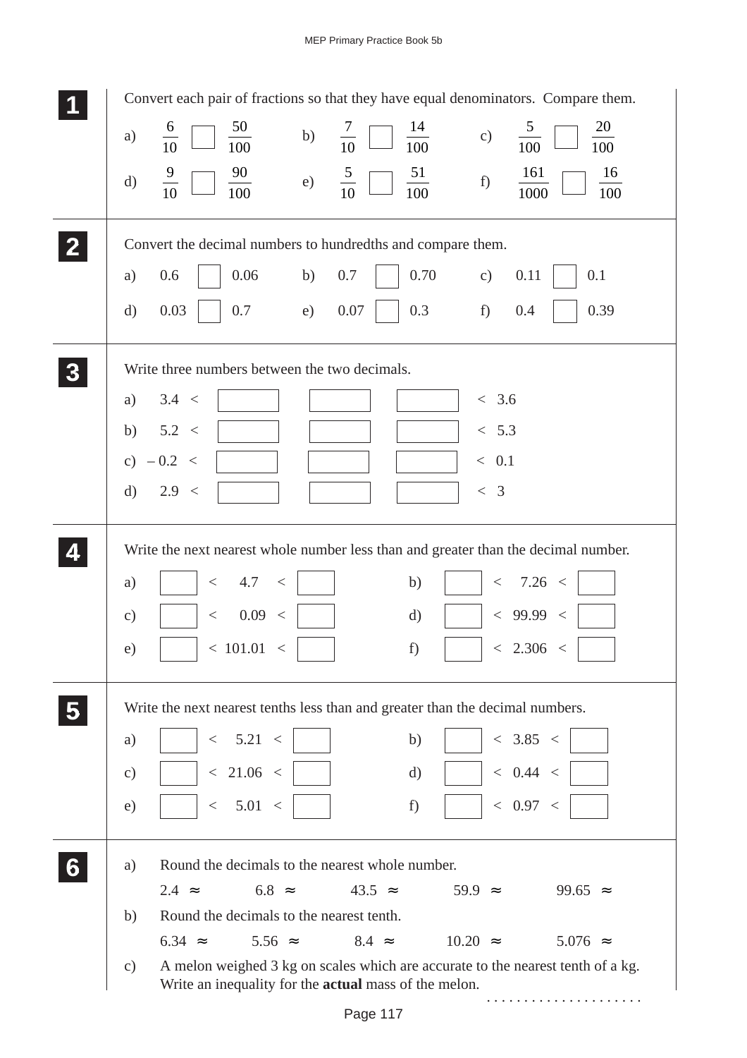**1** Convert each pair of fractions so that they have equal denominators. Compare them.

a) $\frac{6}{10}$ ☐ $\frac{50}{100}$ b) $\frac{7}{10}$ ☐ $\frac{14}{100}$ c) $\frac{5}{100}$ ☐ $\frac{20}{100}$

d) $\frac{9}{10}$ ☐ $\frac{90}{100}$ e) $\frac{5}{10}$ ☐ $\frac{51}{100}$ f) $\frac{161}{1000}$ ☐ $\frac{16}{100}$

**2** Convert the decimal numbers to hundredths and compare them.

a) 0.6 ☐ 0.06 b) 0.7 ☐ 0.70 c) 0.11 ☐ 0.1

d) 0.03 ☐ 0.7 e) 0.07 ☐ 0.3 f) 0.4 ☐ 0.39

**3** Write three numbers between the two decimals.

a) 3.4 < ☐ ☐ ☐ < 3.6

b) 5.2 < ☐ ☐ ☐ < 5.3

c) – 0.2 < ☐ ☐ ☐ < 0.1

d) 2.9 < ☐ ☐ ☐ < 3

**4** Write the next nearest whole number less than and greater than the decimal number.

a) ☐ < 4.7 < ☐ b) ☐ < 7.26 < ☐

c) ☐ < 0.09 < ☐ d) ☐ < 99.99 < ☐

e) ☐ < 101.01 < ☐ f) ☐ < 2.306 < ☐

**5** Write the next nearest tenths less than and greater than the decimal numbers.

a) ☐ < 5.21 < ☐ b) ☐ < 3.85 < ☐

c) ☐ < 21.06 < ☐ d) ☐ < 0.44 < ☐

e) ☐ < 5.01 < ☐ f) ☐ < 0.97 < ☐

**6**

a) Round the decimals to the nearest whole number.

2.4 ≈ 6.8 ≈ 43.5 ≈ 59.9 ≈ 99.65 ≈

b) Round the decimals to the nearest tenth.

6.34 ≈ 5.56 ≈ 8.4 ≈ 10.20 ≈ 5.076 ≈

c) A melon weighed 3 kg on scales which are accurate to the nearest tenth of a kg. Write an inequality for the **actual** mass of the melon.

.....................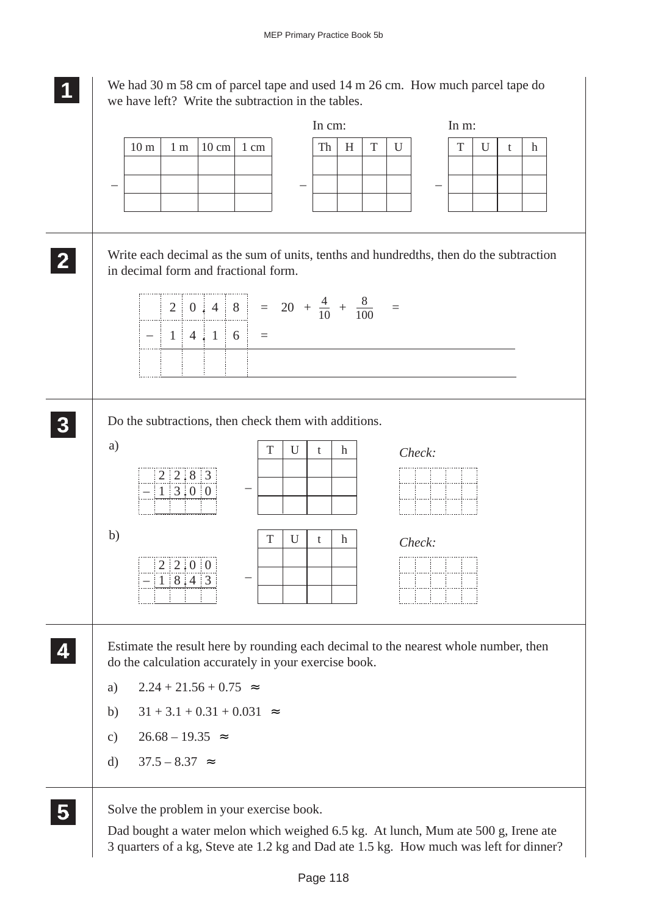**1** We had 30 m 58 cm of parcel tape and used 14 m 26 cm. How much parcel tape do we have left? Write the subtraction in the tables.

| | 10 m | 1 m | 10 cm | 1 cm |
|---|---|---|---|---|
| | | | | |
| – | | | | |
| | | | | |

In cm:

| | Th | H | T | U |
|---|---|---|---|---|
| | | | | |
| – | | | | |
| | | | | |

In m:

| | T | U | t | h |
|---|---|---|---|---|
| | | | | |
| – | | | | |
| | | | | |

**2** Write each decimal as the sum of units, tenths and hundredths, then do the subtraction in decimal form and fractional form.

| | | | | |
|---|---|---|---|---|
| | 2 | 0. | 4 | 8 |
| – | 1 | 4. | 1 | 6 |
| | | | | |

$= 20 + \frac{4}{10} + \frac{8}{100} =$

$=$

**3** Do the subtractions, then check them with additions.

a)

| | | | | |
|---|---|---|---|---|
| | 2 | 2. | 8 | 3 |
| – | 1 | 3. | 0 | 0 |
| | | | | |

| | T | U | t | h |
|---|---|---|---|---|
| | | | | |
| – | | | | |
| | | | | |

*Check:*

b)

| | | | | |
|---|---|---|---|---|
| | 2 | 2. | 0 | 0 |
| – | 1 | 8. | 4 | 3 |
| | | | | |

| | T | U | t | h |
|---|---|---|---|---|
| | | | | |
| – | | | | |
| | | | | |

*Check:*

**4** Estimate the result here by rounding each decimal to the nearest whole number, then do the calculation accurately in your exercise book.

a) $2.24 + 21.56 + 0.75 \approx$

b) $31 + 3.1 + 0.31 + 0.031 \approx$

c) $26.68 - 19.35 \approx$

d) $37.5 - 8.37 \approx$

**5** Solve the problem in your exercise book.

Dad bought a water melon which weighed 6.5 kg. At lunch, Mum ate 500 g, Irene ate 3 quarters of a kg, Steve ate 1.2 kg and Dad ate 1.5 kg. How much was left for dinner?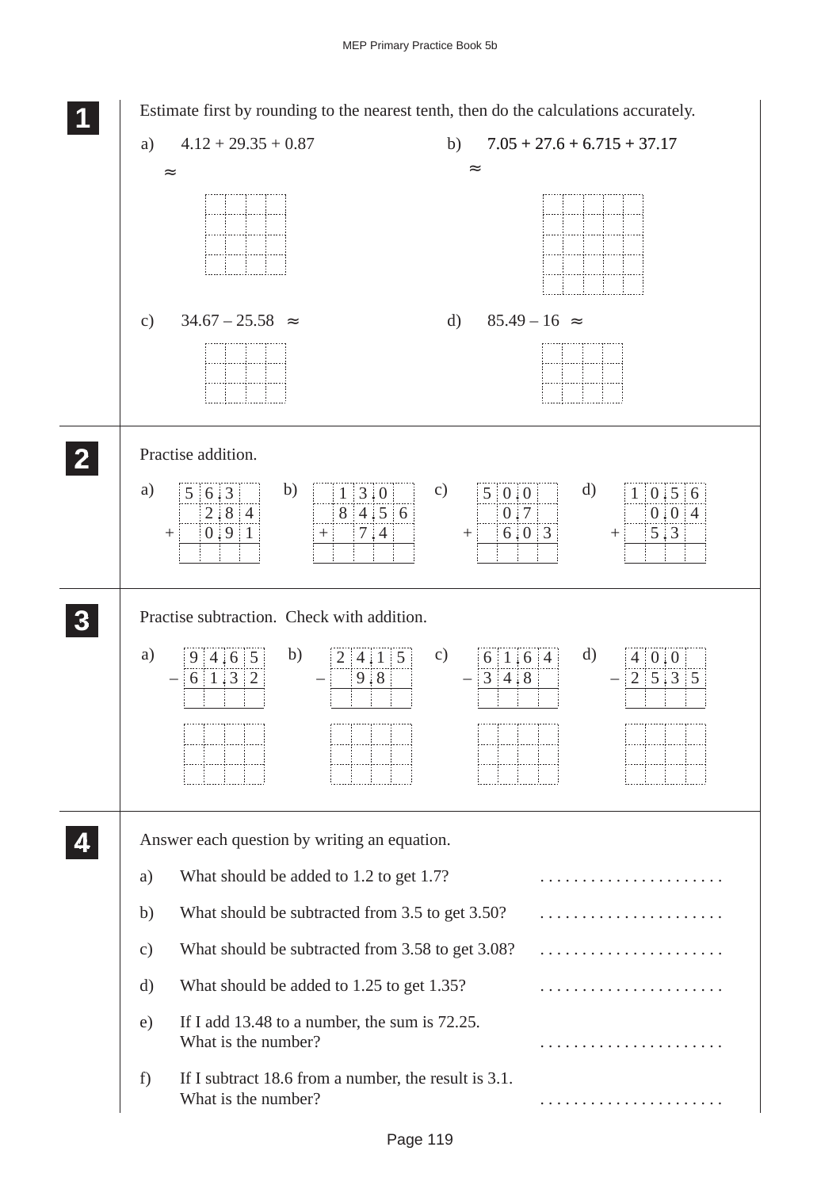**1** Estimate first by rounding to the nearest tenth, then do the calculations accurately.

a) $4.12 + 29.35 + 0.87$

$\approx$

b) $7.05 + 27.6 + 6.715 + 37.17$

$\approx$

c) $34.67 - 25.58 \approx$

d) $85.49 - 16 \approx$

---

**2** Practise addition.

a)

| | | | |
|---|---|---|---|
| | 5 | 6.3 | |
| | | 2.8 | 4 |
| + | | 0.9 | 1 |
| | | | |

b)

| | | | | |
|---|---|---|---|---|
| | | 1 | 3.0 | |
| | | 8 | 4.5 | 6 |
| + | | | 7.4 | |
| | | | | |

c)

| | | | |
|---|---|---|---|
| | 5 | 0.0 | |
| | | 0.7 | |
| + | | 6.0 | 3 |
| | | | |

d)

| | | | | |
|---|---|---|---|---|
| | 1 | 0.5 | 6 |
| | | 0.0 | 4 |
| + | | 5.3 | |
| | | | |

---

**3** Practise subtraction. Check with addition.

a)

| | | | | |
|---|---|---|---|---|
| | 9 | 4.6 | 5 |
| − | 6 | 1.3 | 2 |
| | | | |

b)

| | | | | |
|---|---|---|---|---|
| | 2 | 4.1 | 5 |
| − | | 9.8 | |
| | | | |

c)

| | | | | |
|---|---|---|---|---|
| | 6 | 1.6 | 4 |
| − | 3 | 4.8 | |
| | | | |

d)

| | | | | |
|---|---|---|---|---|
| | 4 | 0.0 | |
| − | 2 | 5.3 | 5 |
| | | | |

---

**4** Answer each question by writing an equation.

a) What should be added to 1.2 to get 1.7? ......................

b) What should be subtracted from 3.5 to get 3.50? ......................

c) What should be subtracted from 3.58 to get 3.08? ......................

d) What should be added to 1.25 to get 1.35? ......................

e) If I add 13.48 to a number, the sum is 72.25.
What is the number? ......................

f) If I subtract 18.6 from a number, the result is 3.1.
What is the number? ......................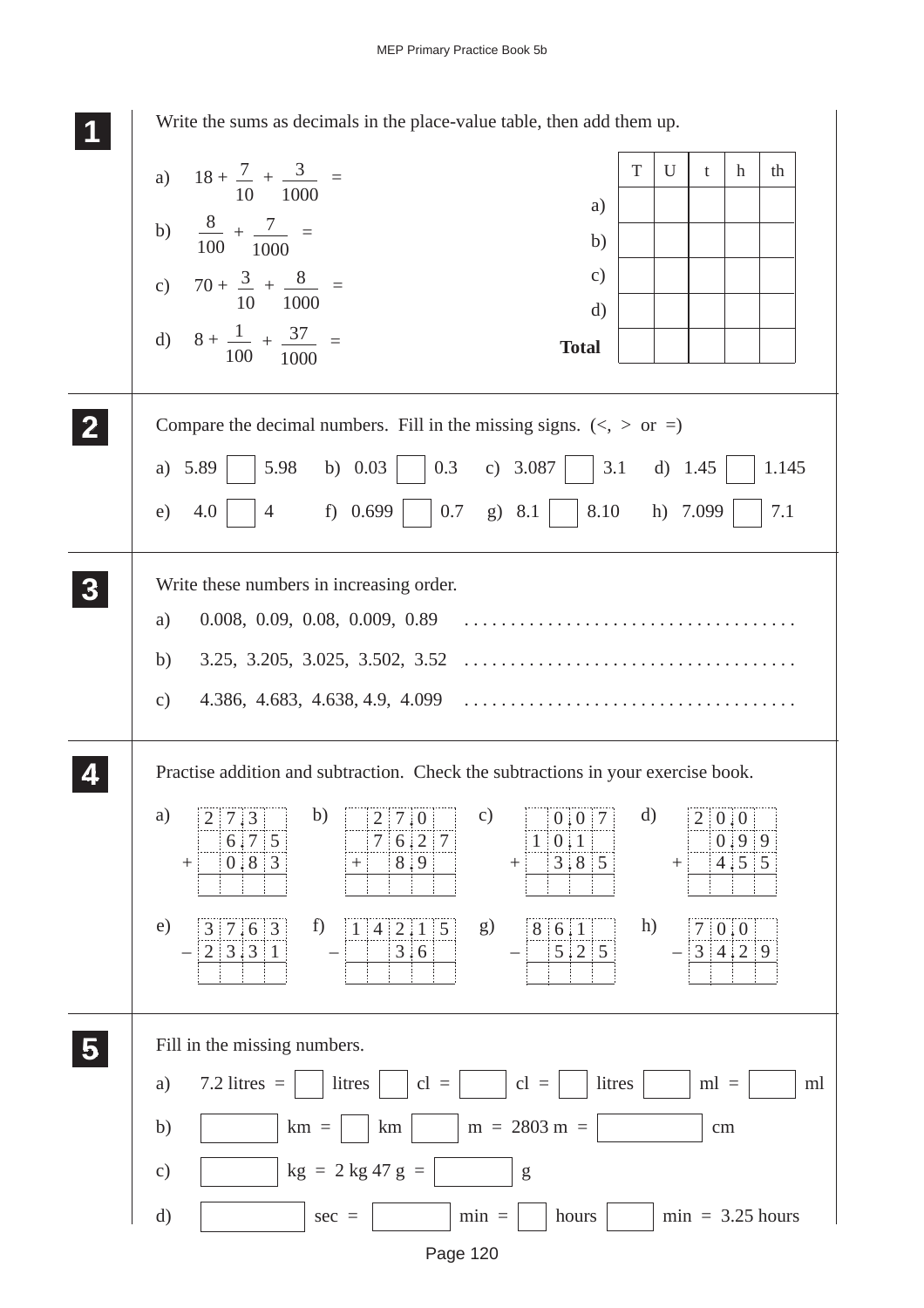## 1

Write the sums as decimals in the place-value table, then add them up.

a) $18 + \frac{7}{10} + \frac{3}{1000} =$

b) $\frac{8}{100} + \frac{7}{1000} =$

c) $70 + \frac{3}{10} + \frac{8}{1000} =$

d) $8 + \frac{1}{100} + \frac{37}{1000} =$

| | T | U | t | h | th |
|---|---|---|---|---|---|
| a) | | | | | |
| b) | | | | | |
| c) | | | | | |
| d) | | | | | |
| **Total** | | | | | |

## 2

Compare the decimal numbers. Fill in the missing signs. (<, > or =)

a) 5.89 ☐ 5.98 b) 0.03 ☐ 0.3 c) 3.087 ☐ 3.1 d) 1.45 ☐ 1.145

e) 4.0 ☐ 4 f) 0.699 ☐ 0.7 g) 8.1 ☐ 8.10 h) 7.099 ☐ 7.1

## 3

Write these numbers in increasing order.

a) 0.008, 0.09, 0.08, 0.009, 0.89 ....................................

b) 3.25, 3.205, 3.025, 3.502, 3.52 ....................................

c) 4.386, 4.683, 4.638, 4.9, 4.099 ....................................

## 4

Practise addition and subtraction. Check the subtractions in your exercise book.

a)
```
    2 7.3
    6.7 5
+   0.8 3
  -------
```

b)
```
    2 7.0
    7 6.2 7
+     8.9
  ---------
```

c)
```
      0.0 7
  1 0.1
+   3.8 5
  -------
```

d)
```
    2 0.0
      0.9 9
+     4.5 5
  ---------
```

e)
```
    3 7.6 3
−   2 3.3 1
  ---------
```

f)
```
  1 4 2.1 5
−       3.6
  ---------
```

g)
```
    8 6.1
−     5.2 5
  ---------
```

h)
```
    7 0.0
−   3 4.2 9
  ---------
```

## 5

Fill in the missing numbers.

a) 7.2 litres = ☐ litres ☐ cl = ☐ cl = ☐ litres ☐ ml = ☐ ml

b) ☐ km = ☐ km ☐ m = 2803 m = ☐ cm

c) ☐ kg = 2 kg 47 g = ☐ g

d) ☐ sec = ☐ min = ☐ hours ☐ min = 3.25 hours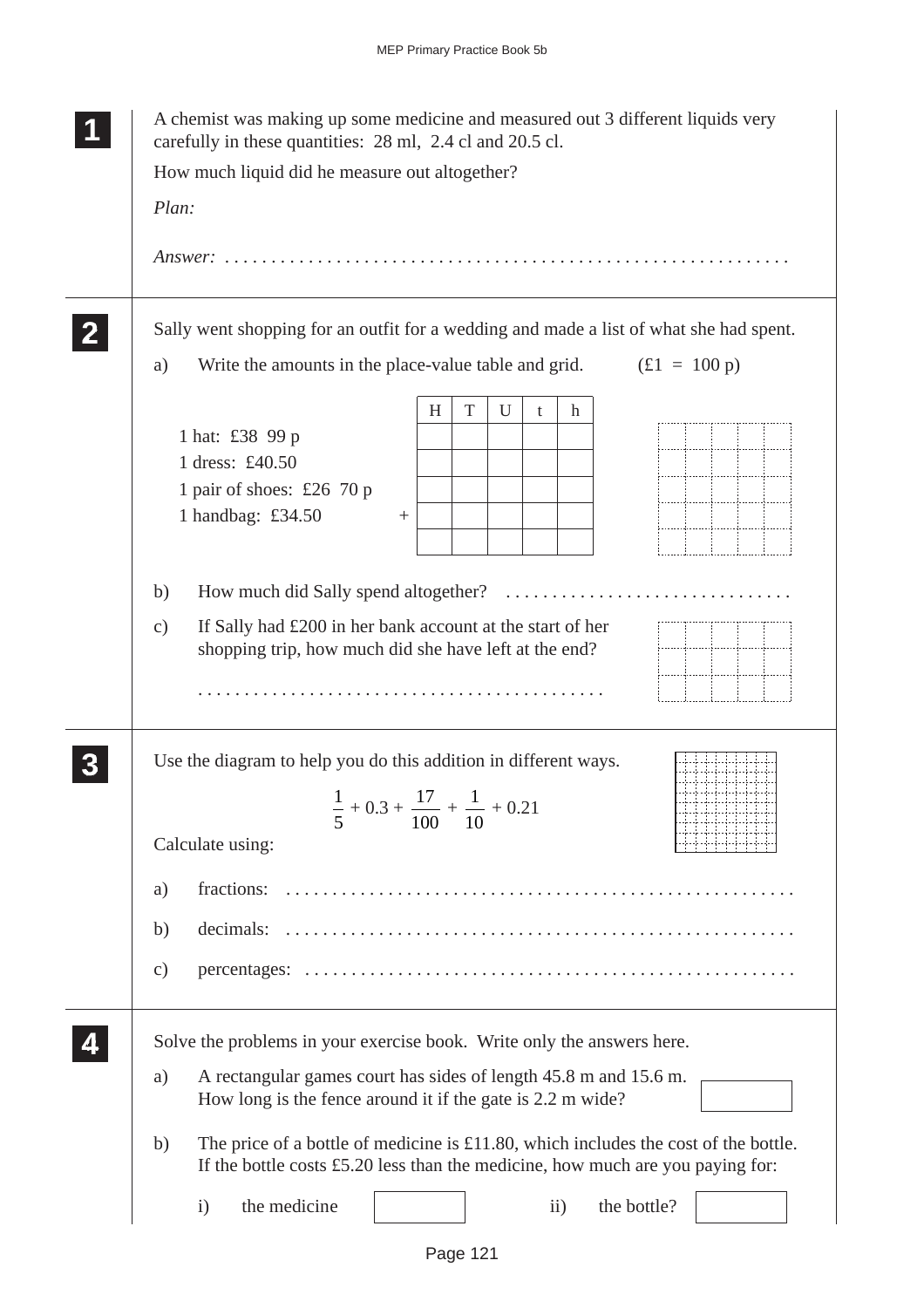**1**

A chemist was making up some medicine and measured out 3 different liquids very carefully in these quantities: 28 ml, 2.4 cl and 20.5 cl.

How much liquid did he measure out altogether?

*Plan:*

*Answer:* . . . . . . . . . . . . . . . . . . . . . . . . . . . . . . . . . . . . . . . . . . . . . . . . . . . . . . . . . . . .

---

**2**

Sally went shopping for an outfit for a wedding and made a list of what she had spent.

a) Write the amounts in the place-value table and grid. (£1 = 100 p)

1 hat: £38 99 p
1 dress: £40.50
1 pair of shoes: £26 70 p
1 handbag: £34.50

| | H | T | U | t | h |
|---|---|---|---|---|---|
| | | | | | |
| | | | | | |
| | | | | | |
| + | | | | | |
| | | | | | |

b) How much did Sally spend altogether? . . . . . . . . . . . . . . . . . . . . . . . . . . . . . . .

c) If Sally had £200 in her bank account at the start of her shopping trip, how much did she have left at the end?

. . . . . . . . . . . . . . . . . . . . . . . . . . . . . . . . . . . . . . . . . . . .

---

**3**

Use the diagram to help you do this addition in different ways.

$$\frac{1}{5} + 0.3 + \frac{17}{100} + \frac{1}{10} + 0.21$$

Calculate using:

a) fractions: . . . . . . . . . . . . . . . . . . . . . . . . . . . . . . . . . . . . . . . . . . . . . . . . . . . . .

b) decimals: . . . . . . . . . . . . . . . . . . . . . . . . . . . . . . . . . . . . . . . . . . . . . . . . . . . . .

c) percentages: . . . . . . . . . . . . . . . . . . . . . . . . . . . . . . . . . . . . . . . . . . . . . . . . . . .

---

**4**

Solve the problems in your exercise book. Write only the answers here.

a) A rectangular games court has sides of length 45.8 m and 15.6 m. How long is the fence around it if the gate is 2.2 m wide? [ ]

b) The price of a bottle of medicine is £11.80, which includes the cost of the bottle. If the bottle costs £5.20 less than the medicine, how much are you paying for:

i) the medicine [ ] ii) the bottle? [ ]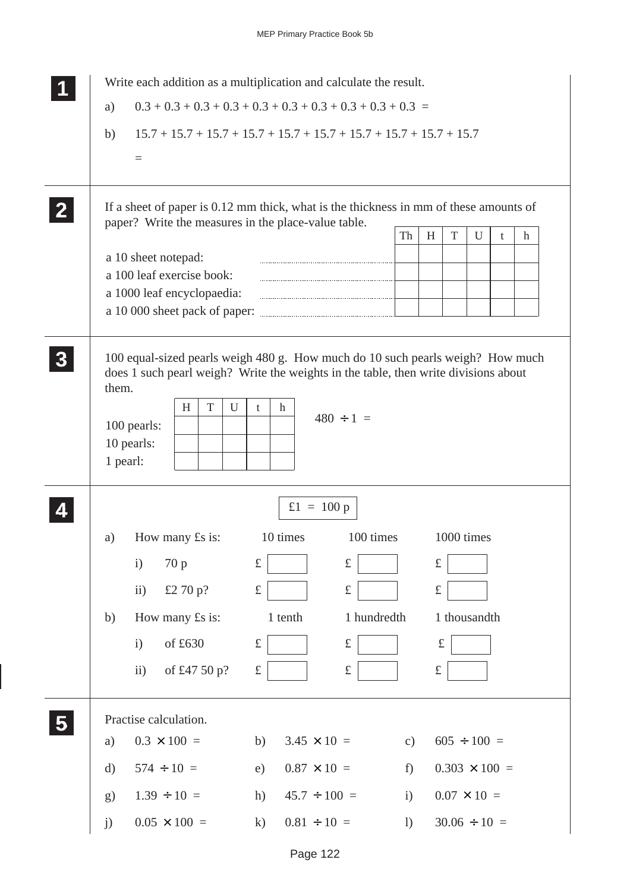**1** Write each addition as a multiplication and calculate the result.

a) $0.3 + 0.3 + 0.3 + 0.3 + 0.3 + 0.3 + 0.3 + 0.3 + 0.3 + 0.3 =$

b) $15.7 + 15.7 + 15.7 + 15.7 + 15.7 + 15.7 + 15.7 + 15.7 + 15.7 + 15.7$

$=$

---

**2** If a sheet of paper is 0.12 mm thick, what is the thickness in mm of these amounts of paper? Write the measures in the place-value table.

| | | Th | H | T | U | t | h |
|---|---|---|---|---|---|---|---|
| a 10 sheet notepad: | .................... | | | | | | |
| a 100 leaf exercise book: | .................... | | | | | | |
| a 1000 leaf encyclopaedia: | .................... | | | | | | |
| a 10 000 sheet pack of paper: | .................... | | | | | | |

---

**3** 100 equal-sized pearls weigh 480 g. How much do 10 such pearls weigh? How much does 1 such pearl weigh? Write the weights in the table, then write divisions about them.

| | H | T | U | t | h |
|---|---|---|---|---|---|
| 100 pearls: | | | | | |
| 10 pearls: | | | | | |
| 1 pearl: | | | | | |

$480 \div 1 =$

---

**4** £1 = 100 p

a) How many £s is:

| | | 10 times | 100 times | 1000 times |
|---|---|---|---|---|
| i) | 70 p | £ ☐ | £ ☐ | £ ☐ |
| ii) | £2 70 p? | £ ☐ | £ ☐ | £ ☐ |

b) How many £s is:

| | | 1 tenth | 1 hundredth | 1 thousandth |
|---|---|---|---|---|
| i) | of £630 | £ ☐ | £ ☐ | £ ☐ |
| ii) | of £47 50 p? | £ ☐ | £ ☐ | £ ☐ |

---

**5** Practise calculation.

a) $0.3 \times 100 =$   b) $3.45 \times 10 =$   c) $605 \div 100 =$

d) $574 \div 10 =$   e) $0.87 \times 10 =$   f) $0.303 \times 100 =$

g) $1.39 \div 10 =$   h) $45.7 \div 100 =$   i) $0.07 \times 10 =$

j) $0.05 \times 100 =$   k) $0.81 \div 10 =$   l) $30.06 \div 10 =$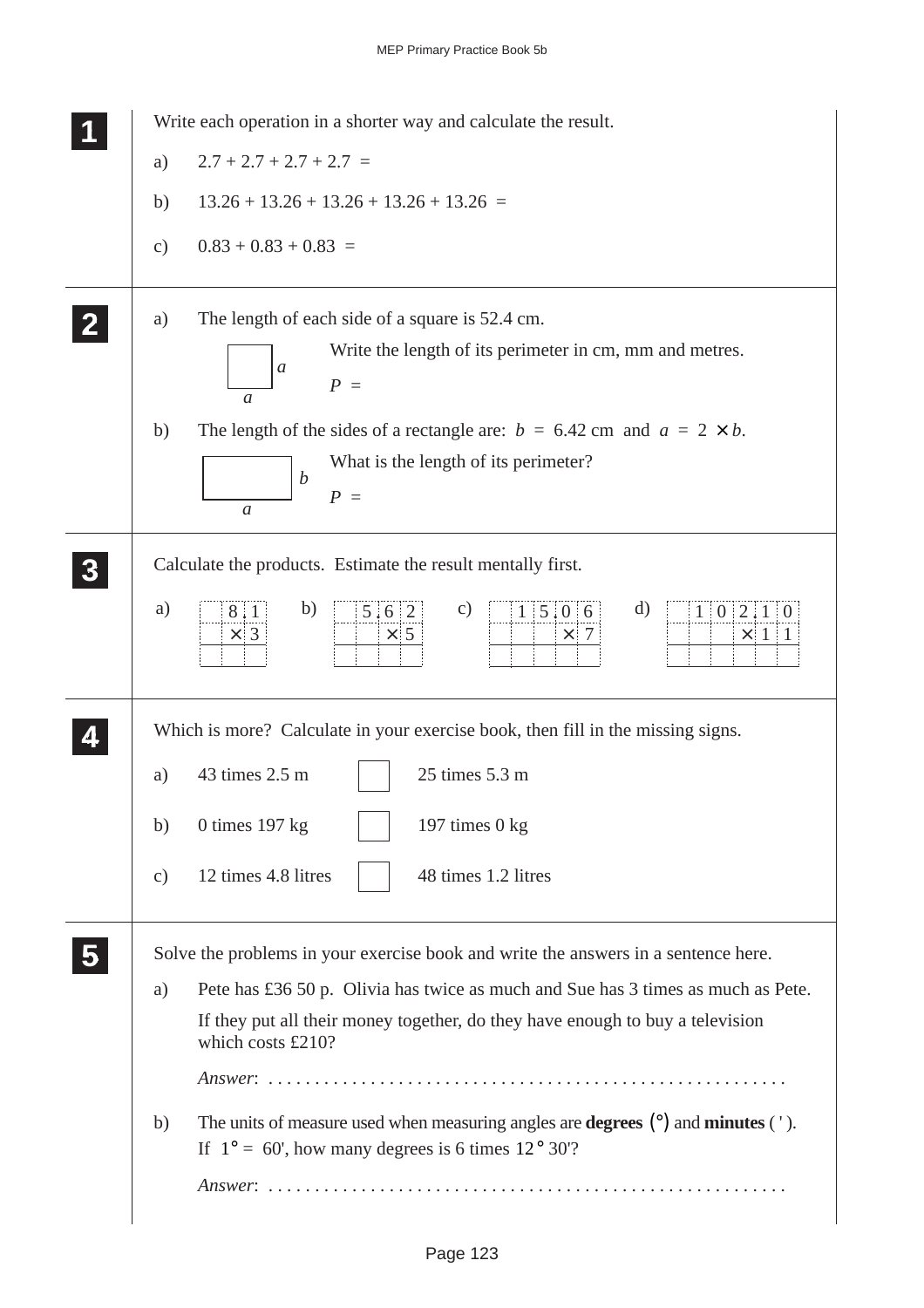**1** Write each operation in a shorter way and calculate the result.

a) $2.7 + 2.7 + 2.7 + 2.7 =$

b) $13.26 + 13.26 + 13.26 + 13.26 + 13.26 =$

c) $0.83 + 0.83 + 0.83 =$

---

**2**

a) The length of each side of a square is 52.4 cm.

Write the length of its perimeter in cm, mm and metres.

$P =$

b) The length of the sides of a rectangle are: $b = 6.42$ cm and $a = 2 \times b$.

What is the length of its perimeter?

$P =$

---

**3** Calculate the products. Estimate the result mentally first.

a)
$$\begin{array}{r} 8.1 \\ \times\ 3 \\ \hline \end{array}$$

b)
$$\begin{array}{r} 5.62 \\ \times\ 5 \\ \hline \end{array}$$

c)
$$\begin{array}{r} 15.06 \\ \times\ 7 \\ \hline \end{array}$$

d)
$$\begin{array}{r} 102.10 \\ \times\ 11 \\ \hline \end{array}$$

---

**4** Which is more? Calculate in your exercise book, then fill in the missing signs.

a) 43 times 2.5 m ☐ 25 times 5.3 m

b) 0 times 197 kg ☐ 197 times 0 kg

c) 12 times 4.8 litres ☐ 48 times 1.2 litres

---

**5** Solve the problems in your exercise book and write the answers in a sentence here.

a) Pete has £36 50 p. Olivia has twice as much and Sue has 3 times as much as Pete.

If they put all their money together, do they have enough to buy a television which costs £210?

*Answer*: . . . . . . . . . . . . . . . . . . . . . . . . . . . . . . . . . . . . . . . . . . . . . . . . . . . . . . .

b) The units of measure used when measuring angles are **degrees** (°) and **minutes** ( ' ).
If $1° = 60'$, how many degrees is 6 times $12° \ 30'$?

*Answer*: . . . . . . . . . . . . . . . . . . . . . . . . . . . . . . . . . . . . . . . . . . . . . . . . . . . . . . .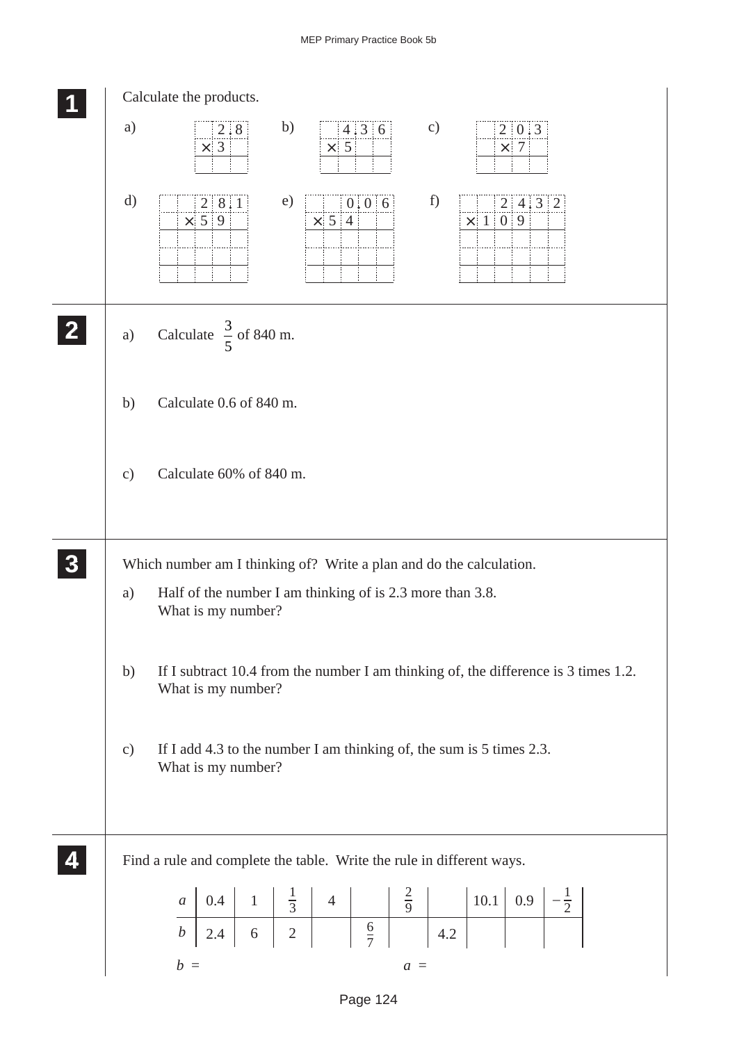**1** Calculate the products.

a) $2.8 \times 3$

b) $4.36 \times 5$

c) $20.3 \times 7$

d) $28.1 \times 59$

e) $0.06 \times 54$

f) $24.32 \times 109$

**2**

a) Calculate $\frac{3}{5}$ of 840 m.

b) Calculate 0.6 of 840 m.

c) Calculate 60% of 840 m.

**3** Which number am I thinking of? Write a plan and do the calculation.

a) Half of the number I am thinking of is 2.3 more than 3.8.
What is my number?

b) If I subtract 10.4 from the number I am thinking of, the difference is 3 times 1.2.
What is my number?

c) If I add 4.3 to the number I am thinking of, the sum is 5 times 2.3.
What is my number?

**4** Find a rule and complete the table. Write the rule in different ways.

| $a$ | 0.4 | 1 | $\frac{1}{3}$ | 4 | | $\frac{2}{9}$ | | 10.1 | 0.9 | $-\frac{1}{2}$ |
|---|---|---|---|---|---|---|---|---|---|---|
| $b$ | 2.4 | 6 | 2 | | $\frac{6}{7}$ | | 4.2 | | | |

$b$ =  $a$ =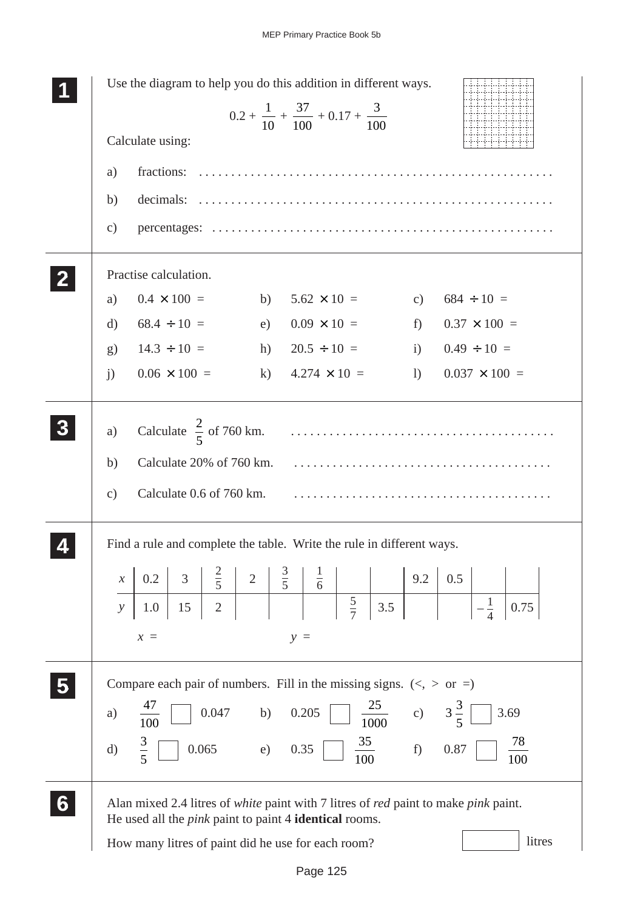**1** Use the diagram to help you do this addition in different ways.

$$0.2 + \frac{1}{10} + \frac{37}{100} + 0.17 + \frac{3}{100}$$

Calculate using:

a) fractions: ........................................................

b) decimals: ........................................................

c) percentages: ........................................................

**2** Practise calculation.

a) $0.4 \times 100 =$ b) $5.62 \times 10 =$ c) $684 \div 10 =$

d) $68.4 \div 10 =$ e) $0.09 \times 10 =$ f) $0.37 \times 100 =$

g) $14.3 \div 10 =$ h) $20.5 \div 10 =$ i) $0.49 \div 10 =$

j) $0.06 \times 100 =$ k) $4.274 \times 10 =$ l) $0.037 \times 100 =$

**3**

a) Calculate $\frac{2}{5}$ of 760 km. ........................................

b) Calculate 20% of 760 km. ........................................

c) Calculate 0.6 of 760 km. ........................................

**4** Find a rule and complete the table. Write the rule in different ways.

| $x$ | 0.2 | 3 | $\frac{2}{5}$ | 2 | $\frac{3}{5}$ | $\frac{1}{6}$ | | | 9.2 | 0.5 | | |
|---|---|---|---|---|---|---|---|---|---|---|---|---|
| $y$ | 1.0 | 15 | 2 | | | | $\frac{5}{7}$ | 3.5 | | | $-\frac{1}{4}$ | 0.75 |

$x =$ $y =$

**5** Compare each pair of numbers. Fill in the missing signs. (<, > or =)

a) $\frac{47}{100}$ ☐ 0.047 b) 0.205 ☐ $\frac{25}{1000}$ c) $3\frac{3}{5}$ ☐ 3.69

d) $\frac{3}{5}$ ☐ 0.065 e) 0.35 ☐ $\frac{35}{100}$ f) 0.87 ☐ $\frac{78}{100}$

**6** Alan mixed 2.4 litres of *white* paint with 7 litres of *red* paint to make *pink* paint.
He used all the *pink* paint to paint 4 **identical** rooms.

How many litres of paint did he use for each room? ☐ litres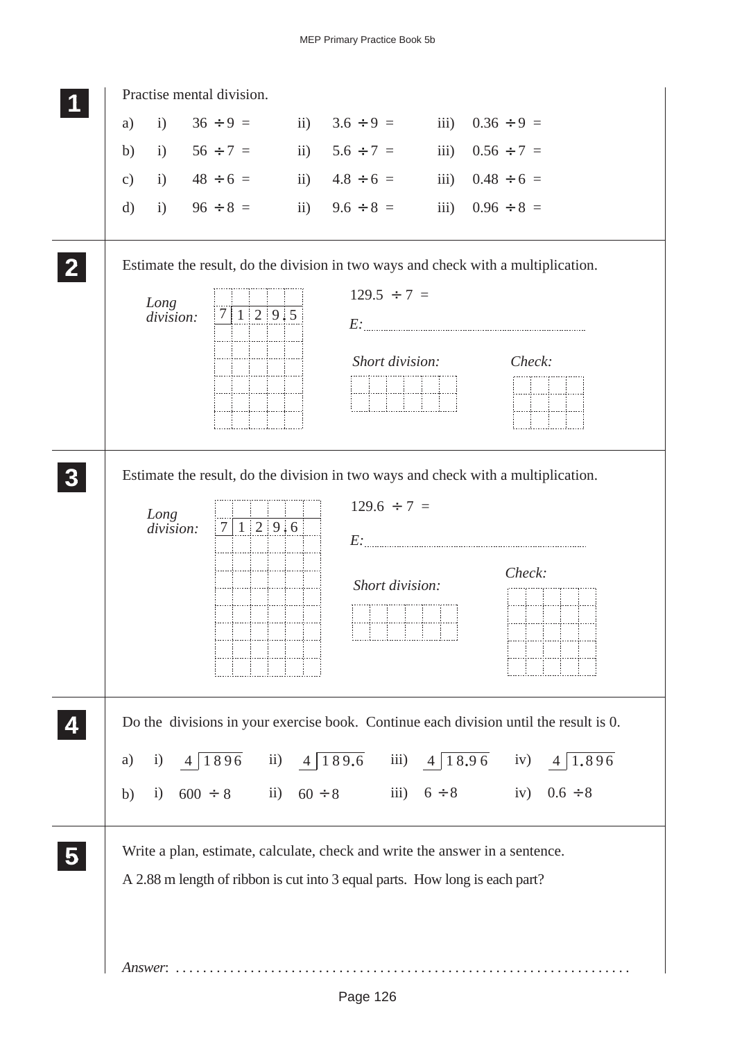**1** Practise mental division.

a) i) $36 \div 9 =$ ii) $3.6 \div 9 =$ iii) $0.36 \div 9 =$

b) i) $56 \div 7 =$ ii) $5.6 \div 7 =$ iii) $0.56 \div 7 =$

c) i) $48 \div 6 =$ ii) $4.8 \div 6 =$ iii) $0.48 \div 6 =$

d) i) $96 \div 8 =$ ii) $9.6 \div 8 =$ iii) $0.96 \div 8 =$

**2** Estimate the result, do the division in two ways and check with a multiplication.

*Long division:* 7 | 1 2 9.5

$129.5 \div 7 =$

*E:* ........................................

*Short division:*

*Check:*

**3** Estimate the result, do the division in two ways and check with a multiplication.

*Long division:* 7 | 1 2 9.6

$129.6 \div 7 =$

*E:* ........................................

*Short division:*

*Check:*

**4** Do the divisions in your exercise book. Continue each division until the result is 0.

a) i) 4 | 1896 ii) 4 | 189.6 iii) 4 | 18.96 iv) 4 | 1.896

b) i) $600 \div 8$ ii) $60 \div 8$ iii) $6 \div 8$ iv) $0.6 \div 8$

**5** Write a plan, estimate, calculate, check and write the answer in a sentence.

A 2.88 m length of ribbon is cut into 3 equal parts. How long is each part?

*Answer*: ..................................................................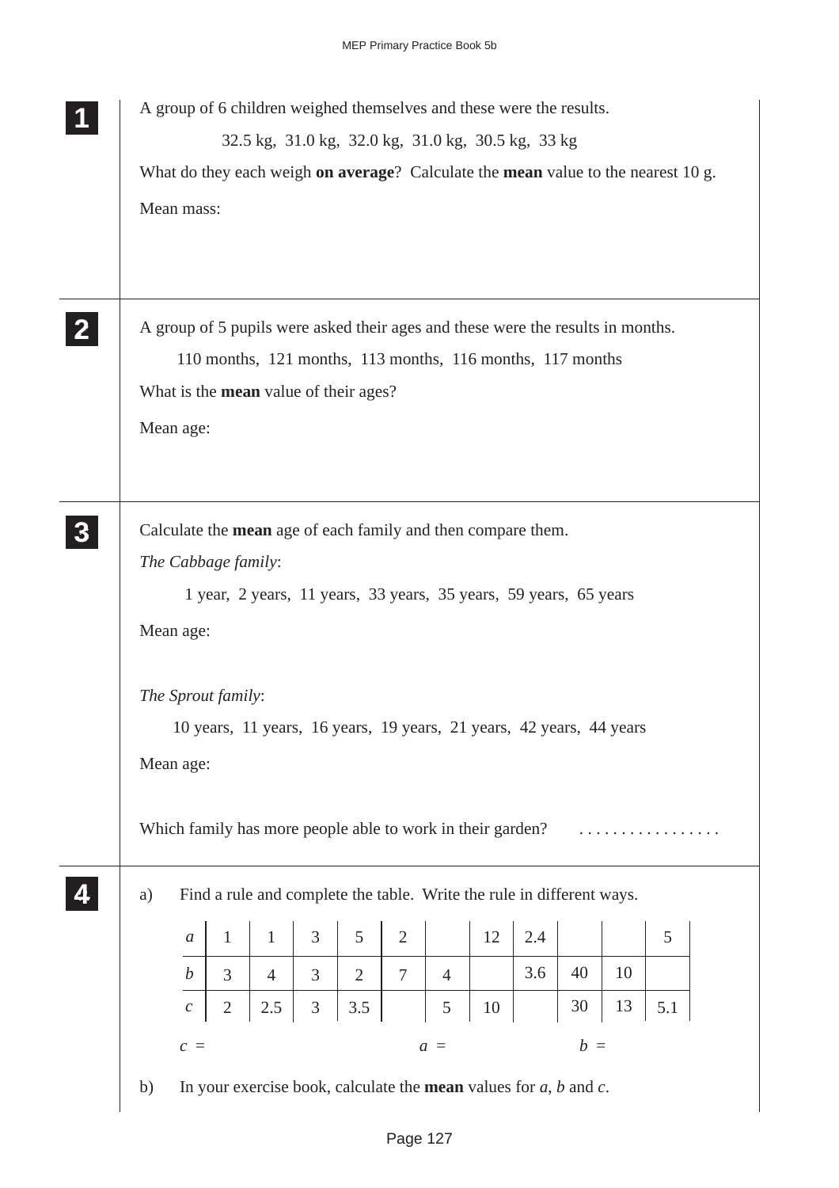**1**

A group of 6 children weighed themselves and these were the results.

32.5 kg, 31.0 kg, 32.0 kg, 31.0 kg, 30.5 kg, 33 kg

What do they each weigh **on average**? Calculate the **mean** value to the nearest 10 g.

Mean mass:

**2**

A group of 5 pupils were asked their ages and these were the results in months.

110 months, 121 months, 113 months, 116 months, 117 months

What is the **mean** value of their ages?

Mean age:

**3**

Calculate the **mean** age of each family and then compare them.

*The Cabbage family*:

1 year, 2 years, 11 years, 33 years, 35 years, 59 years, 65 years

Mean age:

*The Sprout family*:

10 years, 11 years, 16 years, 19 years, 21 years, 42 years, 44 years

Mean age:

Which family has more people able to work in their garden? . . . . . . . . . . . . . . . . .

**4**

a) Find a rule and complete the table. Write the rule in different ways.

| $a$ | 1 | 1 | 3 | 5 | 2 | | 12 | 2.4 | | | 5 |
|---|---|---|---|---|---|---|---|---|---|---|---|
| $b$ | 3 | 4 | 3 | 2 | 7 | 4 | | 3.6 | 40 | 10 | |
| $c$ | 2 | 2.5 | 3 | 3.5 | | 5 | 10 | | 30 | 13 | 5.1 |

$c$ = $a$ = $b$ =

b) In your exercise book, calculate the **mean** values for $a$, $b$ and $c$.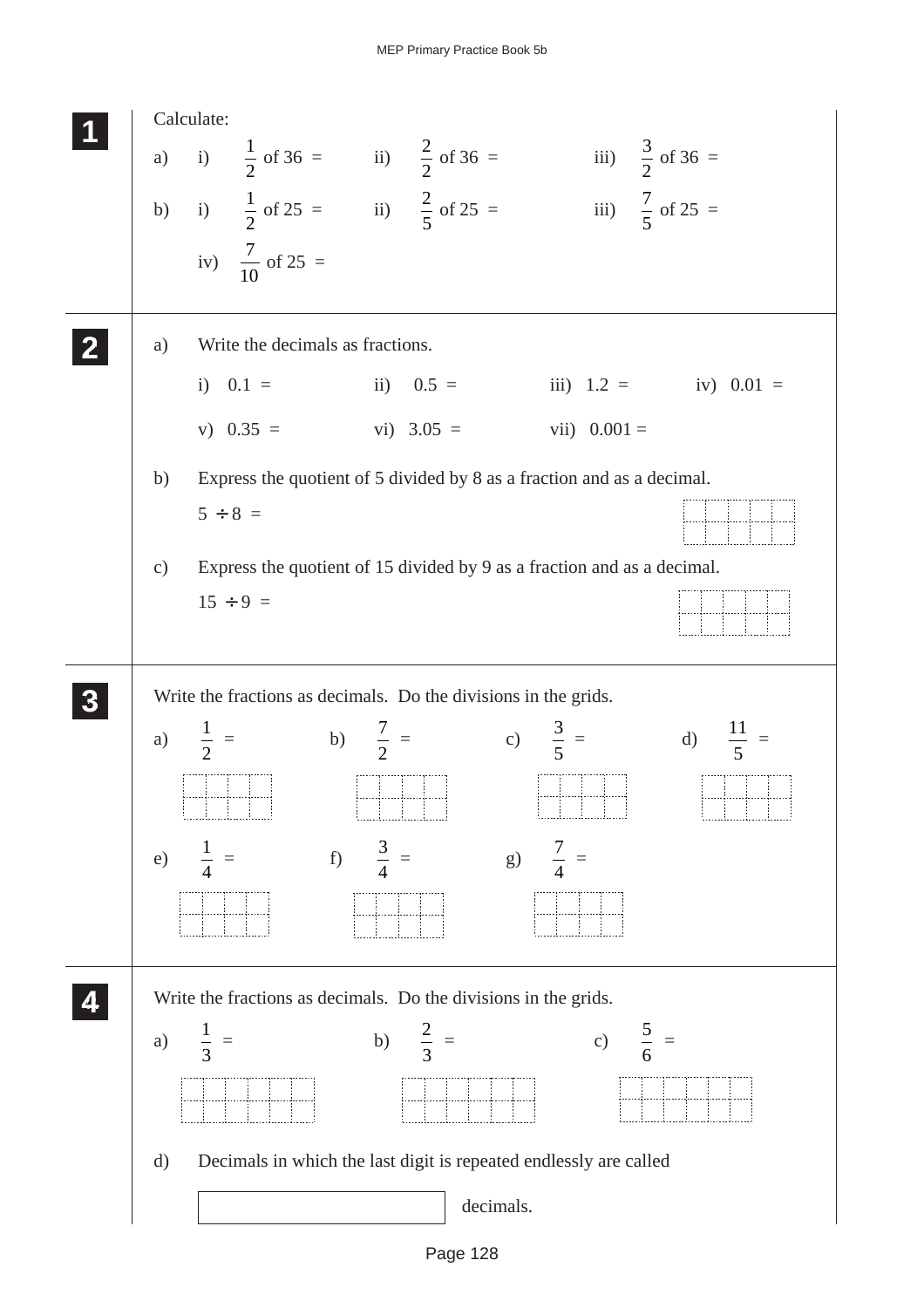**1** Calculate:

a) i) $\frac{1}{2}$ of 36 = ii) $\frac{2}{2}$ of 36 = iii) $\frac{3}{2}$ of 36 =

b) i) $\frac{1}{2}$ of 25 = ii) $\frac{2}{5}$ of 25 = iii) $\frac{7}{5}$ of 25 =

iv) $\frac{7}{10}$ of 25 =

**2**

a) Write the decimals as fractions.

i) 0.1 = ii) 0.5 = iii) 1.2 = iv) 0.01 =

v) 0.35 = vi) 3.05 = vii) 0.001 =

b) Express the quotient of 5 divided by 8 as a fraction and as a decimal.

$5 \div 8 =$

c) Express the quotient of 15 divided by 9 as a fraction and as a decimal.

$15 \div 9 =$

**3** Write the fractions as decimals. Do the divisions in the grids.

a) $\frac{1}{2}$ = b) $\frac{7}{2}$ = c) $\frac{3}{5}$ = d) $\frac{11}{5}$ =

e) $\frac{1}{4}$ = f) $\frac{3}{4}$ = g) $\frac{7}{4}$ =

**4** Write the fractions as decimals. Do the divisions in the grids.

a) $\frac{1}{3}$ = b) $\frac{2}{3}$ = c) $\frac{5}{6}$ =

d) Decimals in which the last digit is repeated endlessly are called

_______________ decimals.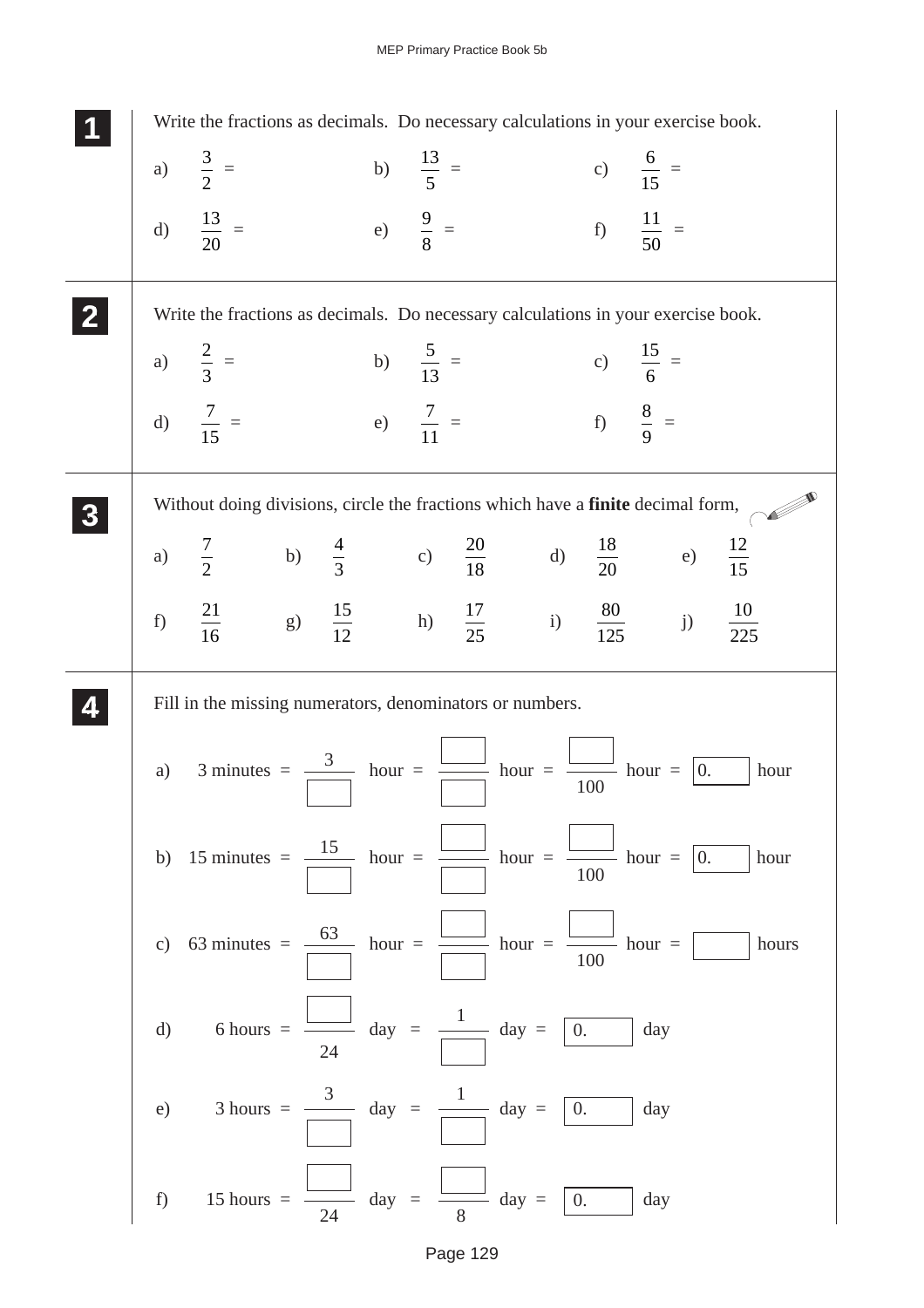**1** Write the fractions as decimals. Do necessary calculations in your exercise book.

a) $\frac{3}{2}$ =  b) $\frac{13}{5}$ =  c) $\frac{6}{15}$ =

d) $\frac{13}{20}$ =  e) $\frac{9}{8}$ =  f) $\frac{11}{50}$ =

**2** Write the fractions as decimals. Do necessary calculations in your exercise book.

a) $\frac{2}{3}$ =  b) $\frac{5}{13}$ =  c) $\frac{15}{6}$ =

d) $\frac{7}{15}$ =  e) $\frac{7}{11}$ =  f) $\frac{8}{9}$ =

**3** Without doing divisions, circle the fractions which have a **finite** decimal form,

a) $\frac{7}{2}$  b) $\frac{4}{3}$  c) $\frac{20}{18}$  d) $\frac{18}{20}$  e) $\frac{12}{15}$

f) $\frac{21}{16}$  g) $\frac{15}{12}$  h) $\frac{17}{25}$  i) $\frac{80}{125}$  j) $\frac{10}{225}$

**4** Fill in the missing numerators, denominators or numbers.

a) 3 minutes = $\frac{3}{\square}$ hour = $\frac{\square}{\square}$ hour = $\frac{\square}{100}$ hour = 0.☐ hour

b) 15 minutes = $\frac{15}{\square}$ hour = $\frac{\square}{\square}$ hour = $\frac{\square}{100}$ hour = 0.☐ hour

c) 63 minutes = $\frac{63}{\square}$ hour = $\frac{\square}{\square}$ hour = $\frac{\square}{100}$ hour = ☐ hours

d) 6 hours = $\frac{\square}{24}$ day = $\frac{1}{\square}$ day = 0.☐ day

e) 3 hours = $\frac{3}{\square}$ day = $\frac{1}{\square}$ day = 0.☐ day

f) 15 hours = $\frac{\square}{24}$ day = $\frac{\square}{8}$ day = 0.☐ day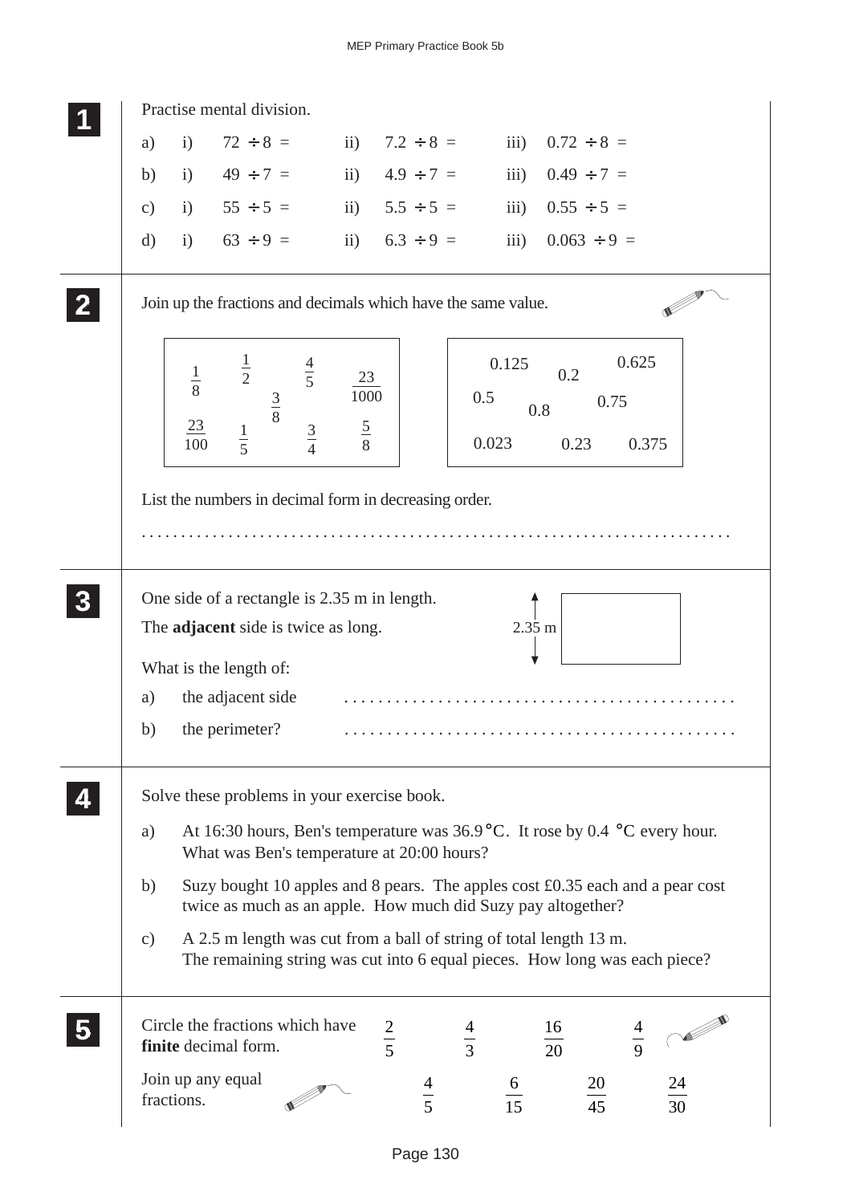**1** Practise mental division.

a) i) $72 \div 8 =$ ii) $7.2 \div 8 =$ iii) $0.72 \div 8 =$

b) i) $49 \div 7 =$ ii) $4.9 \div 7 =$ iii) $0.49 \div 7 =$

c) i) $55 \div 5 =$ ii) $5.5 \div 5 =$ iii) $0.55 \div 5 =$

d) i) $63 \div 9 =$ ii) $6.3 \div 9 =$ iii) $0.063 \div 9 =$

**2** Join up the fractions and decimals which have the same value.

Fractions: $\frac{1}{8}$, $\frac{1}{2}$, $\frac{4}{5}$, $\frac{23}{1000}$, $\frac{3}{8}$, $\frac{23}{100}$, $\frac{1}{5}$, $\frac{3}{4}$, $\frac{5}{8}$

Decimals: 0.125, 0.2, 0.625, 0.5, 0.8, 0.75, 0.023, 0.23, 0.375

List the numbers in decimal form in decreasing order.

. . . . . . . . . . . . . . . . . . . . . . . . . . . . . . . . . . . . . . . . . . . . . . . . . . . . . . . . . . . . . . . . . . . . . . . . .

**3** One side of a rectangle is 2.35 m in length.
The **adjacent** side is twice as long.

(Diagram: rectangle with side labelled 2.35 m)

What is the length of:

a) the adjacent side . . . . . . . . . . . . . . . . . . . . . . . . . . . . . . . . . . . . . . . . . . . . .

b) the perimeter? . . . . . . . . . . . . . . . . . . . . . . . . . . . . . . . . . . . . . . . . . . . . .

**4** Solve these problems in your exercise book.

a) At 16:30 hours, Ben's temperature was 36.9 °C. It rose by 0.4 °C every hour. What was Ben's temperature at 20:00 hours?

b) Suzy bought 10 apples and 8 pears. The apples cost £0.35 each and a pear cost twice as much as an apple. How much did Suzy pay altogether?

c) A 2.5 m length was cut from a ball of string of total length 13 m. The remaining string was cut into 6 equal pieces. How long was each piece?

**5** Circle the fractions which have **finite** decimal form.

$\frac{2}{5}$ $\frac{4}{3}$ $\frac{16}{20}$ $\frac{4}{9}$

Join up any equal fractions.

$\frac{4}{5}$ $\frac{6}{15}$ $\frac{20}{45}$ $\frac{24}{30}$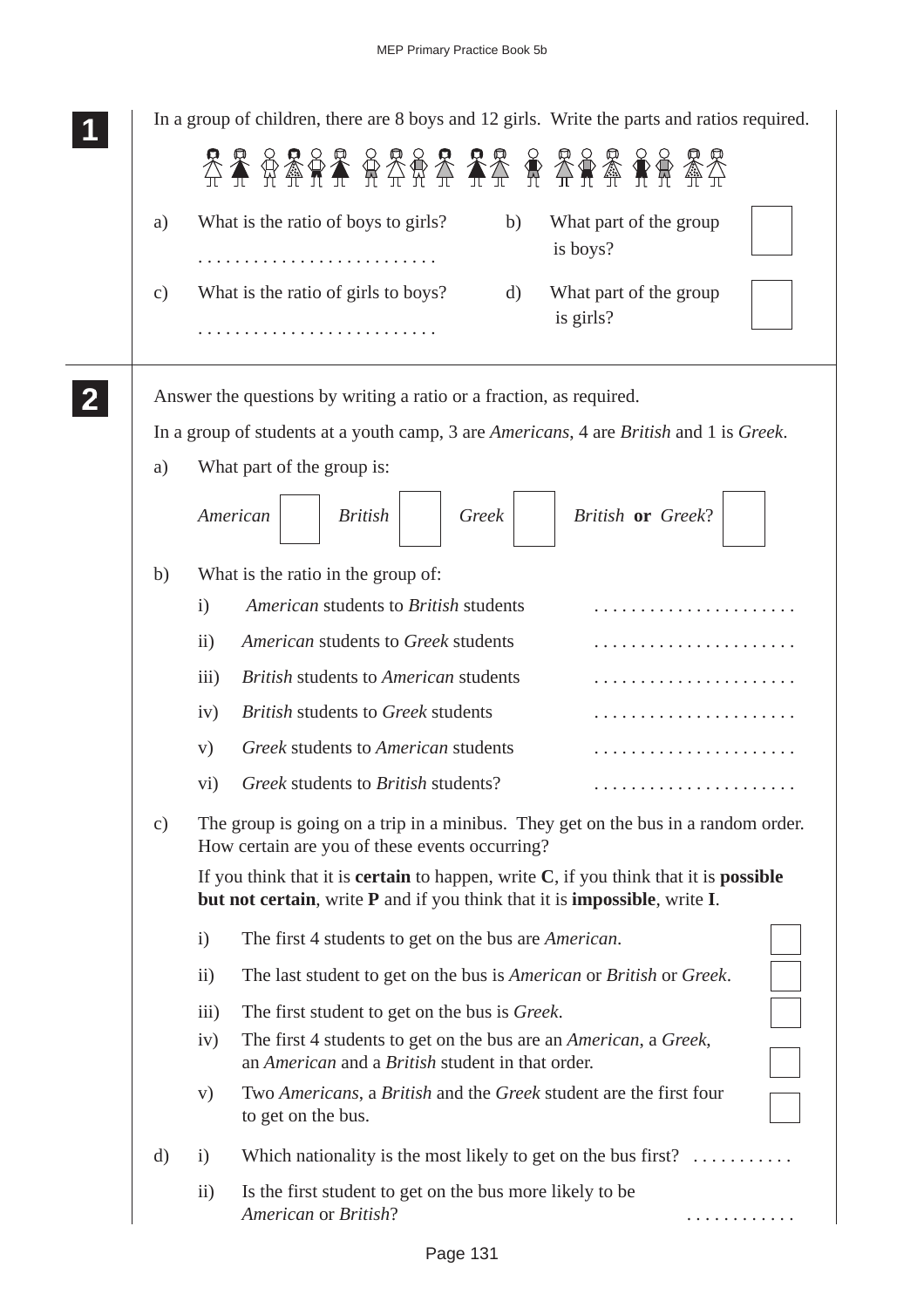**1**

In a group of children, there are 8 boys and 12 girls. Write the parts and ratios required.

a) What is the ratio of boys to girls? . . . . . . . . . . . . . . . . . . . . . . . . .

b) What part of the group is boys? ☐

c) What is the ratio of girls to boys? . . . . . . . . . . . . . . . . . . . . . . . . .

d) What part of the group is girls? ☐

**2**

Answer the questions by writing a ratio or a fraction, as required.

In a group of students at a youth camp, 3 are *Americans*, 4 are *British* and 1 is *Greek*.

a) What part of the group is:

*American* ☐ *British* ☐ *Greek* ☐ *British* **or** *Greek*? ☐

b) What is the ratio in the group of:

i) *American* students to *British* students . . . . . . . . . . . . . . . . . . . . . .

ii) *American* students to *Greek* students . . . . . . . . . . . . . . . . . . . . . .

iii) *British* students to *American* students . . . . . . . . . . . . . . . . . . . . . .

iv) *British* students to *Greek* students . . . . . . . . . . . . . . . . . . . . . .

v) *Greek* students to *American* students . . . . . . . . . . . . . . . . . . . . . .

vi) *Greek* students to *British* students? . . . . . . . . . . . . . . . . . . . . . .

c) The group is going on a trip in a minibus. They get on the bus in a random order. How certain are you of these events occurring?

If you think that it is **certain** to happen, write **C**, if you think that it is **possible but not certain**, write **P** and if you think that it is **impossible**, write **I**.

i) The first 4 students to get on the bus are *American*. ☐

ii) The last student to get on the bus is *American* or *British* or *Greek*. ☐

iii) The first student to get on the bus is *Greek*. ☐

iv) The first 4 students to get on the bus are an *American*, a *Greek*, an *American* and a *British* student in that order. ☐

v) Two *Americans*, a *British* and the *Greek* student are the first four to get on the bus. ☐

d) i) Which nationality is the most likely to get on the bus first? . . . . . . . . . . .

ii) Is the first student to get on the bus more likely to be *American* or *British*? . . . . . . . . . . . .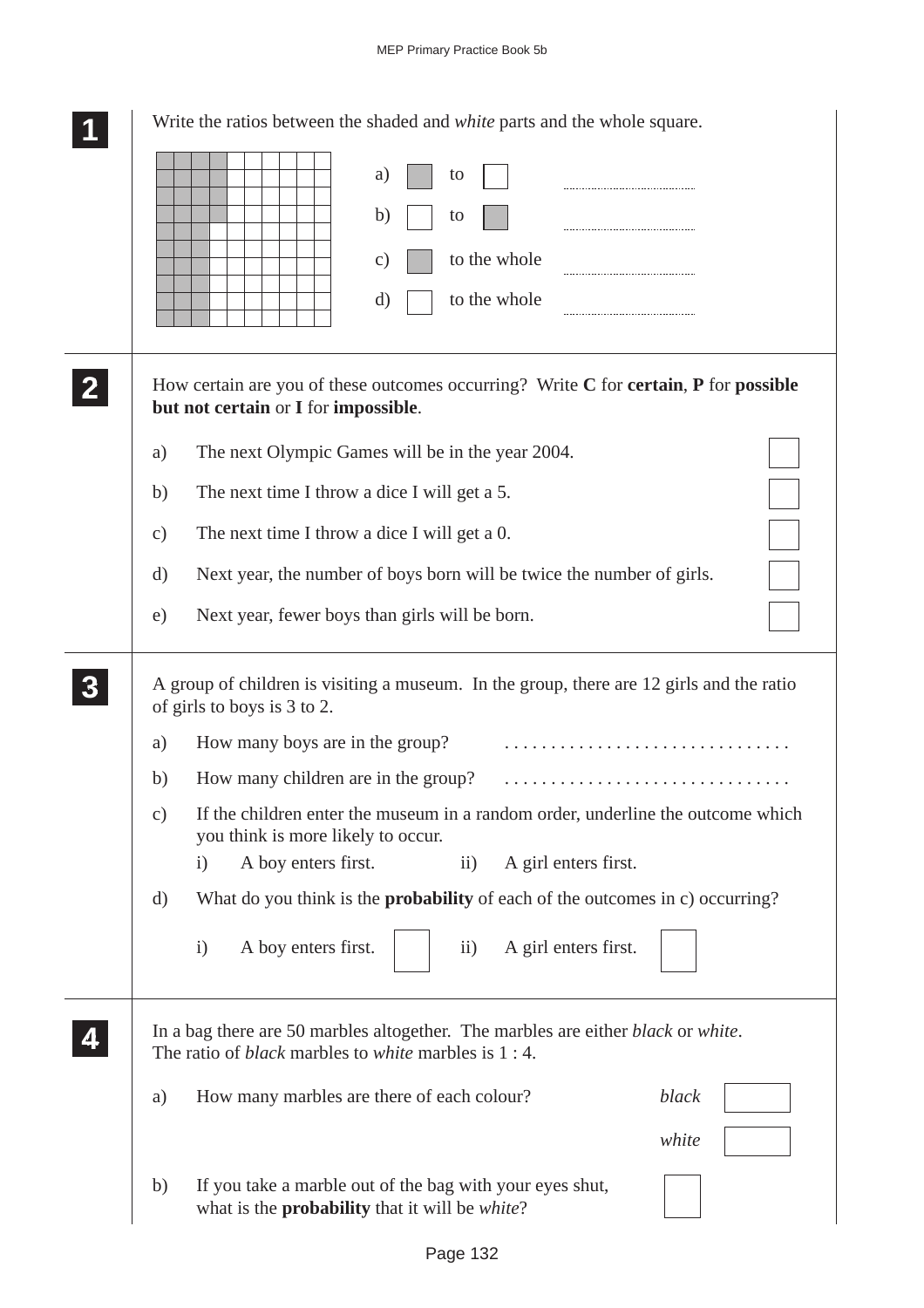**1** Write the ratios between the shaded and *white* parts and the whole square.

a) [shaded] to [white] ..............................

b) [white] to [shaded] ..............................

c) [shaded] to the whole ..............................

d) [white] to the whole ..............................

**2** How certain are you of these outcomes occurring? Write **C** for **certain**, **P** for **possible but not certain** or **I** for **impossible**.

a) The next Olympic Games will be in the year 2004. [ ]

b) The next time I throw a dice I will get a 5. [ ]

c) The next time I throw a dice I will get a 0. [ ]

d) Next year, the number of boys born will be twice the number of girls. [ ]

e) Next year, fewer boys than girls will be born. [ ]

**3** A group of children is visiting a museum. In the group, there are 12 girls and the ratio of girls to boys is 3 to 2.

a) How many boys are in the group? ..............................

b) How many children are in the group? ..............................

c) If the children enter the museum in a random order, underline the outcome which you think is more likely to occur.

i) A boy enters first. ii) A girl enters first.

d) What do you think is the **probability** of each of the outcomes in c) occurring?

i) A boy enters first. [ ] ii) A girl enters first. [ ]

**4** In a bag there are 50 marbles altogether. The marbles are either *black* or *white*. The ratio of *black* marbles to *white* marbles is 1 : 4.

a) How many marbles are there of each colour? *black* [ ] *white* [ ]

b) If you take a marble out of the bag with your eyes shut, what is the **probability** that it will be *white*? [ ]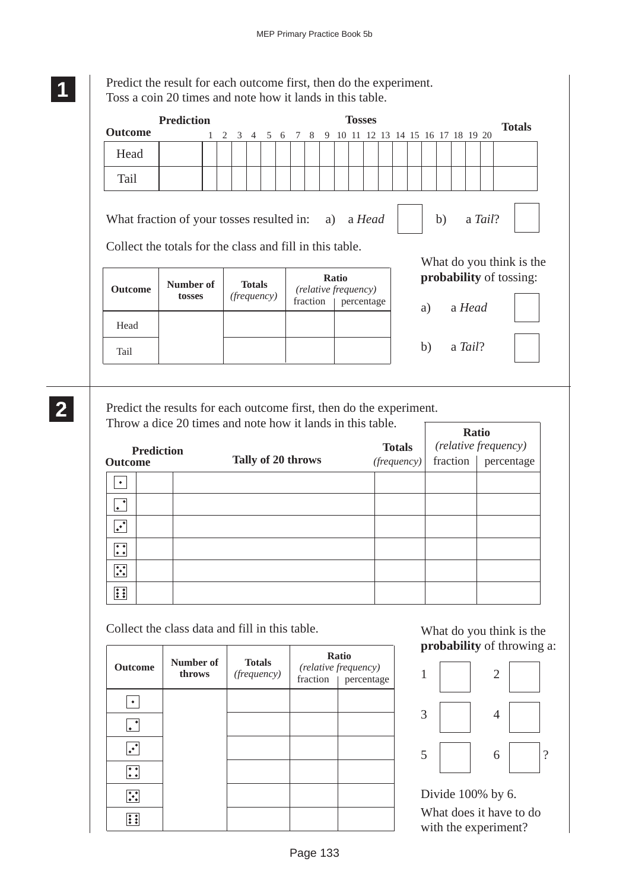**1**

Predict the result for each outcome first, then do the experiment.
Toss a coin 20 times and note how it lands in this table.

| Outcome | Prediction | 1 | 2 | 3 | 4 | 5 | 6 | 7 | 8 | 9 | 10 | 11 | 12 | 13 | 14 | 15 | 16 | 17 | 18 | 19 | 20 | Totals |
|---|---|---|---|---|---|---|---|---|---|---|---|---|---|---|---|---|---|---|---|---|---|---|
| Head | | | | | | | | | | | | | | | | | | | | | | |
| Tail | | | | | | | | | | | | | | | | | | | | | | |

What fraction of your tosses resulted in: a) a *Head* ☐ b) a *Tail*? ☐

Collect the totals for the class and fill in this table.

| Outcome | Number of tosses | Totals *(frequency)* | Ratio *(relative frequency)* fraction | percentage |
|---|---|---|---|---|
| Head | | | | |
| Tail | | | | |

What do you think is the **probability** of tossing:

a) a *Head* ☐

b) a *Tail*? ☐

**2**

Predict the results for each outcome first, then do the experiment.
Throw a dice 20 times and note how it lands in this table.

| Outcome | Prediction | Tally of 20 throws | Totals *(frequency)* | Ratio *(relative frequency)* fraction | percentage |
|---|---|---|---|---|---|
| ⚀ | | | | | |
| ⚁ | | | | | |
| ⚂ | | | | | |
| ⚃ | | | | | |
| ⚄ | | | | | |
| ⚅ | | | | | |

Collect the class data and fill in this table.

| Outcome | Number of throws | Totals *(frequency)* | Ratio *(relative frequency)* fraction | percentage |
|---|---|---|---|---|
| ⚀ | | | | |
| ⚁ | | | | |
| ⚂ | | | | |
| ⚃ | | | | |
| ⚄ | | | | |
| ⚅ | | | | |

What do you think is the **probability** of throwing a:

1 ☐ 2 ☐

3 ☐ 4 ☐

5 ☐ 6 ☐ ?

Divide 100% by 6.

What does it have to do with the experiment?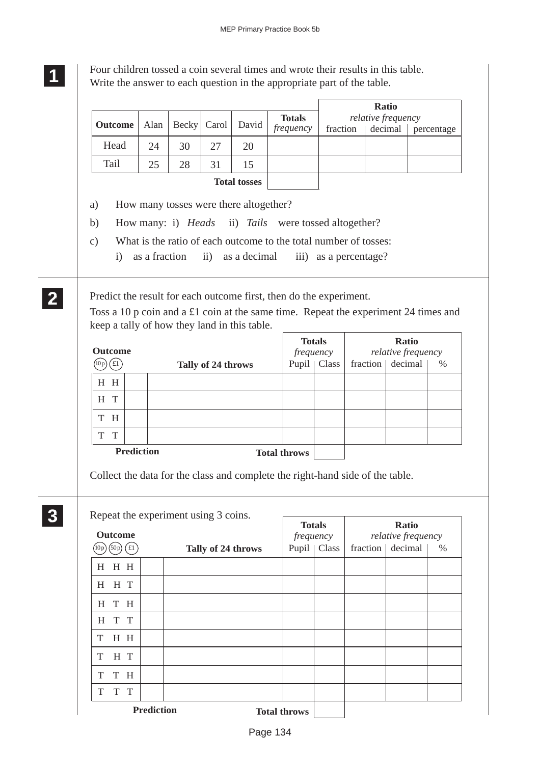**1**

Four children tossed a coin several times and wrote their results in this table.
Write the answer to each question in the appropriate part of the table.

| Outcome | Alan | Becky | Carol | David | Totals *frequency* | Ratio *relative frequency* fraction | decimal | percentage |
|---|---|---|---|---|---|---|---|---|
| Head | 24 | 30 | 27 | 20 | | | | |
| Tail | 25 | 28 | 31 | 15 | | | | |
| | | | | **Total tosses** | | | | |

a) How many tosses were there altogether?

b) How many: i) *Heads* ii) *Tails* were tossed altogether?

c) What is the ratio of each outcome to the total number of tosses:

i) as a fraction ii) as a decimal iii) as a percentage?

**2**

Predict the result for each outcome first, then do the experiment.

Toss a 10 p coin and a £1 coin at the same time. Repeat the experiment 24 times and keep a tally of how they land in this table.

| Outcome (10p) (£1) | Prediction | Tally of 24 throws | Totals *frequency* Pupil | Class | Ratio *relative frequency* fraction | decimal | % |
|---|---|---|---|---|---|---|---|
| H H | | | | | | | |
| H T | | | | | | | |
| T H | | | | | | | |
| T T | | | | | | | |
| | | **Total throws** | | | | | |

Collect the data for the class and complete the right-hand side of the table.

**3**

Repeat the experiment using 3 coins.

| Outcome (10p) (50p) (£1) | Prediction | Tally of 24 throws | Totals *frequency* Pupil | Class | Ratio *relative frequency* fraction | decimal | % |
|---|---|---|---|---|---|---|---|
| H H H | | | | | | | |
| H H T | | | | | | | |
| H T H | | | | | | | |
| H T T | | | | | | | |
| T H H | | | | | | | |
| T H T | | | | | | | |
| T T H | | | | | | | |
| T T T | | | | | | | |
| | | **Total throws** | | | | | |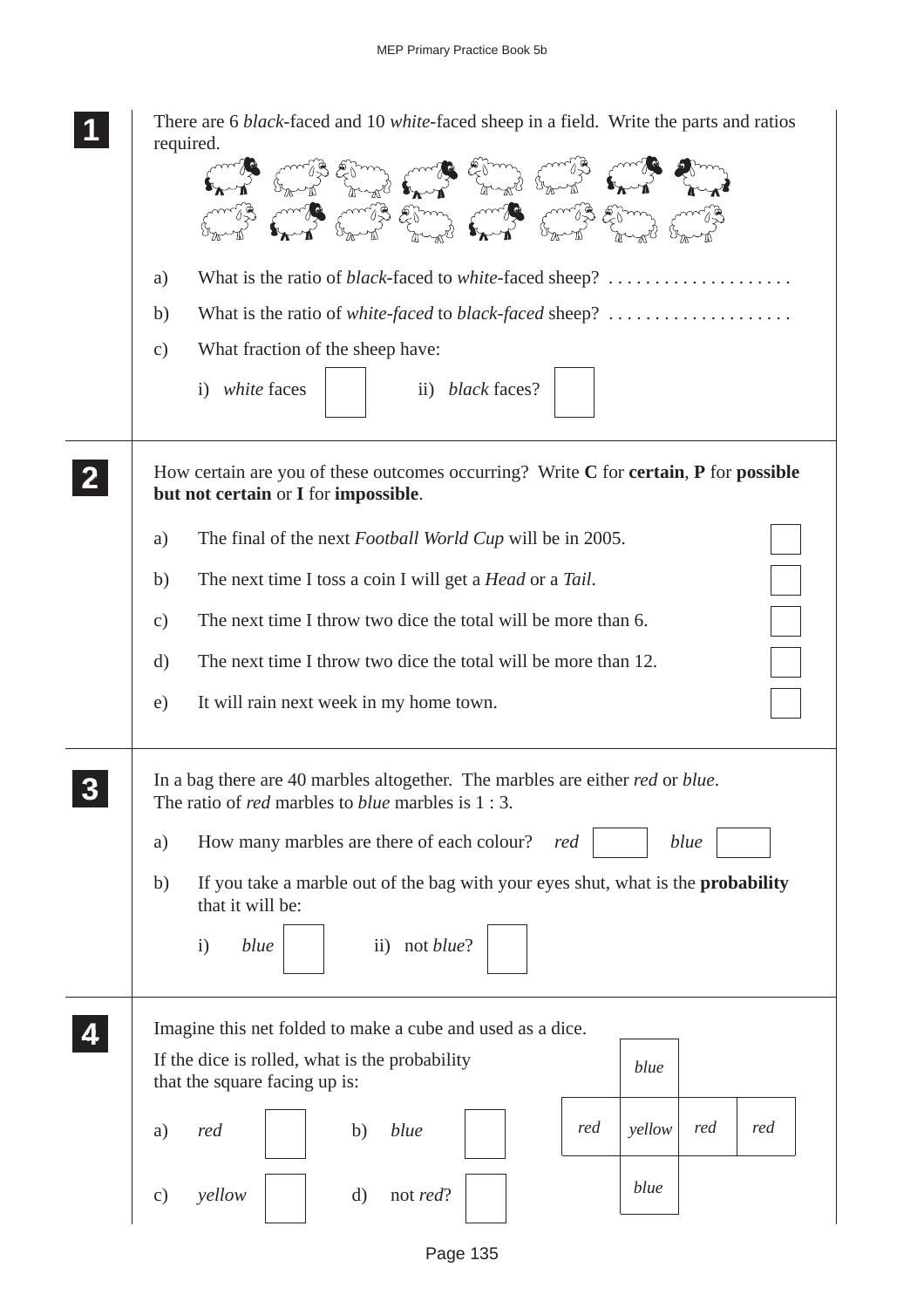**1** There are 6 *black*-faced and 10 *white*-faced sheep in a field. Write the parts and ratios required.

a) What is the ratio of *black*-faced to *white*-faced sheep? ....................

b) What is the ratio of *white-faced* to *black-faced* sheep? ....................

c) What fraction of the sheep have:

i) *white* faces ☐  ii) *black* faces? ☐

**2** How certain are you of these outcomes occurring? Write **C** for **certain**, **P** for **possible but not certain** or **I** for **impossible**.

a) The final of the next *Football World Cup* will be in 2005. ☐

b) The next time I toss a coin I will get a *Head* or a *Tail*. ☐

c) The next time I throw two dice the total will be more than 6. ☐

d) The next time I throw two dice the total will be more than 12. ☐

e) It will rain next week in my home town. ☐

**3** In a bag there are 40 marbles altogether. The marbles are either *red* or *blue*. The ratio of *red* marbles to *blue* marbles is 1 : 3.

a) How many marbles are there of each colour? *red* ☐ *blue* ☐

b) If you take a marble out of the bag with your eyes shut, what is the **probability** that it will be:

i) *blue* ☐  ii) not *blue*? ☐

**4** Imagine this net folded to make a cube and used as a dice.

If the dice is rolled, what is the probability that the square facing up is:

| | *blue* | | |
|---|---|---|---|
| *red* | *yellow* | *red* | *red* |
| | *blue* | | |

a) *red* ☐  b) *blue* ☐

c) *yellow* ☐  d) not *red*? ☐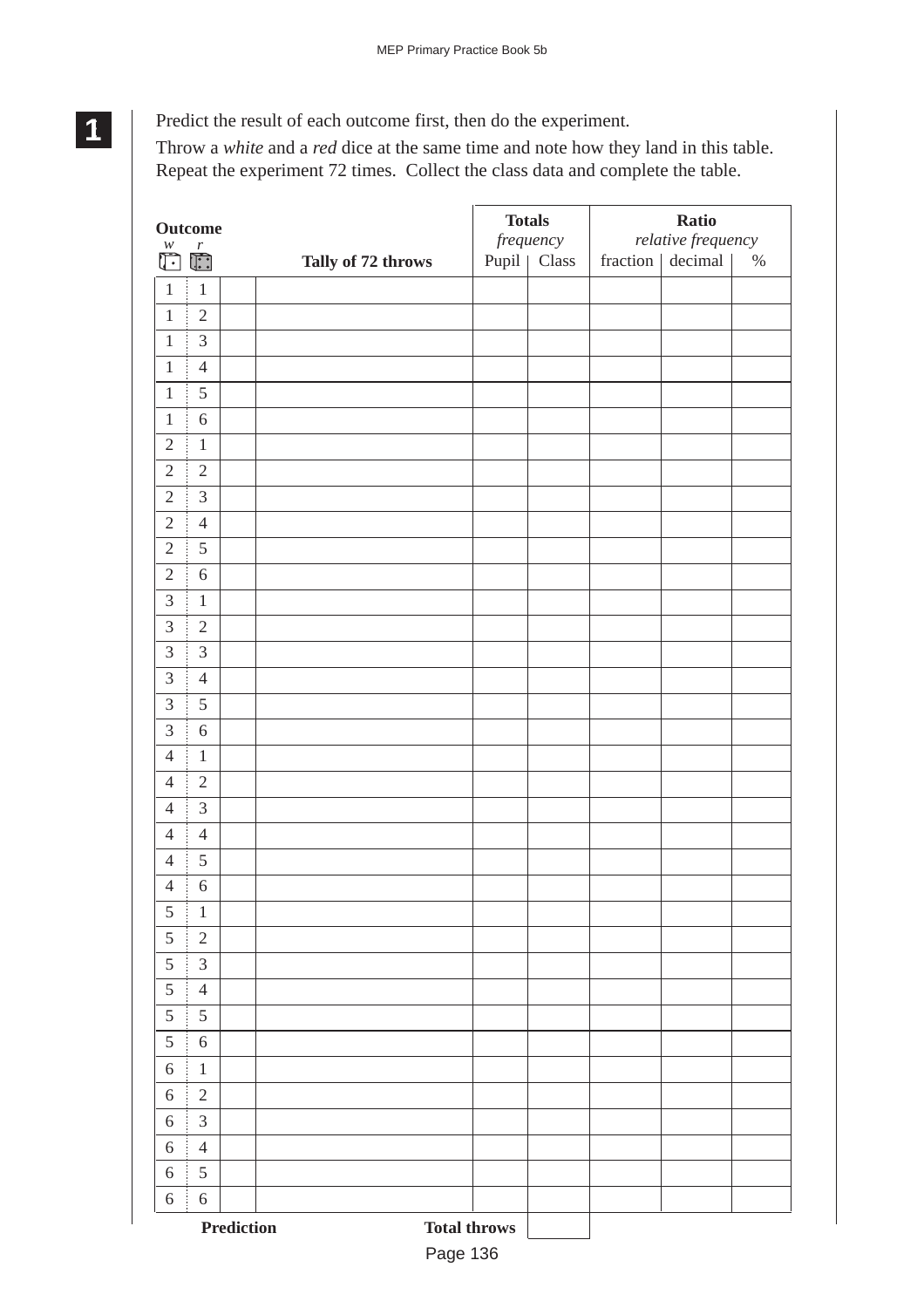**1**

Predict the result of each outcome first, then do the experiment.

Throw a *white* and a *red* dice at the same time and note how they land in this table. Repeat the experiment 72 times. Collect the class data and complete the table.

| Outcome *w* | *r* | Prediction | Tally of 72 throws | Totals *frequency* Pupil | Class | Ratio *relative frequency* fraction | decimal | % |
|---|---|---|---|---|---|---|---|---|
| 1 | 1 | | | | | | | |
| 1 | 2 | | | | | | | |
| 1 | 3 | | | | | | | |
| 1 | 4 | | | | | | | |
| 1 | 5 | | | | | | | |
| 1 | 6 | | | | | | | |
| 2 | 1 | | | | | | | |
| 2 | 2 | | | | | | | |
| 2 | 3 | | | | | | | |
| 2 | 4 | | | | | | | |
| 2 | 5 | | | | | | | |
| 2 | 6 | | | | | | | |
| 3 | 1 | | | | | | | |
| 3 | 2 | | | | | | | |
| 3 | 3 | | | | | | | |
| 3 | 4 | | | | | | | |
| 3 | 5 | | | | | | | |
| 3 | 6 | | | | | | | |
| 4 | 1 | | | | | | | |
| 4 | 2 | | | | | | | |
| 4 | 3 | | | | | | | |
| 4 | 4 | | | | | | | |
| 4 | 5 | | | | | | | |
| 4 | 6 | | | | | | | |
| 5 | 1 | | | | | | | |
| 5 | 2 | | | | | | | |
| 5 | 3 | | | | | | | |
| 5 | 4 | | | | | | | |
| 5 | 5 | | | | | | | |
| 5 | 6 | | | | | | | |
| 6 | 1 | | | | | | | |
| 6 | 2 | | | | | | | |
| 6 | 3 | | | | | | | |
| 6 | 4 | | | | | | | |
| 6 | 5 | | | | | | | |
| 6 | 6 | | | | | | | |
| | | **Prediction** | | **Total throws** | | | | |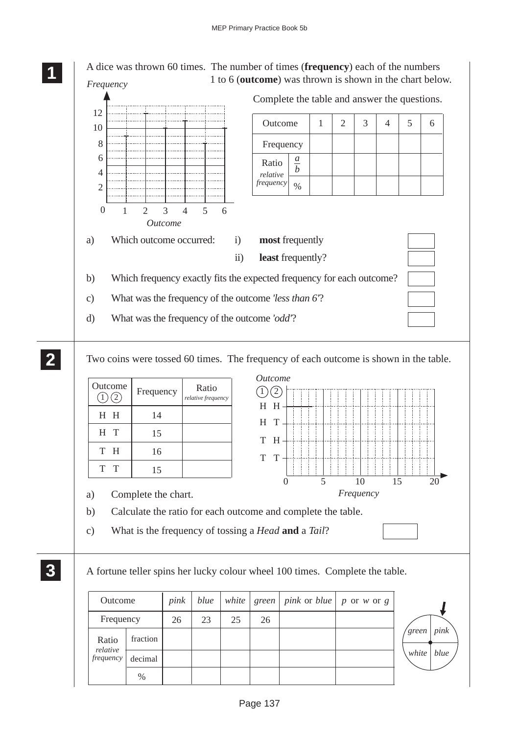**1**

A dice was thrown 60 times. The number of times (**frequency**) each of the numbers 1 to 6 (**outcome**) was thrown is shown in the chart below.

Complete the table and answer the questions.

| Outcome | | 1 | 2 | 3 | 4 | 5 | 6 |
|---|---|---|---|---|---|---|---|
| Frequency | | | | | | | |
| Ratio *relative frequency* | $\frac{a}{b}$ | | | | | | |
| | % | | | | | | |

a) Which outcome occurred: i) **most** frequently

ii) **least** frequently?

b) Which frequency exactly fits the expected frequency for each outcome?

c) What was the frequency of the outcome *'less than 6'*?

d) What was the frequency of the outcome *'odd'*?

---

**2**

Two coins were tossed 60 times. The frequency of each outcome is shown in the table.

| Outcome ① ② | Frequency | Ratio *relative frequency* |
|---|---|---|
| H H | 14 | |
| H T | 15 | |
| T H | 16 | |
| T T | 15 | |

a) Complete the chart.

b) Calculate the ratio for each outcome and complete the table.

c) What is the frequency of tossing a *Head* **and** a *Tail*?

---

**3**

A fortune teller spins her lucky colour wheel 100 times. Complete the table.

| Outcome | | *pink* | *blue* | *white* | *green* | *pink* or *blue* | *p* or *w* or *g* |
|---|---|---|---|---|---|---|---|
| Frequency | | 26 | 23 | 25 | 26 | | |
| Ratio *relative frequency* | fraction | | | | | | |
| | decimal | | | | | | |
| | % | | | | | | |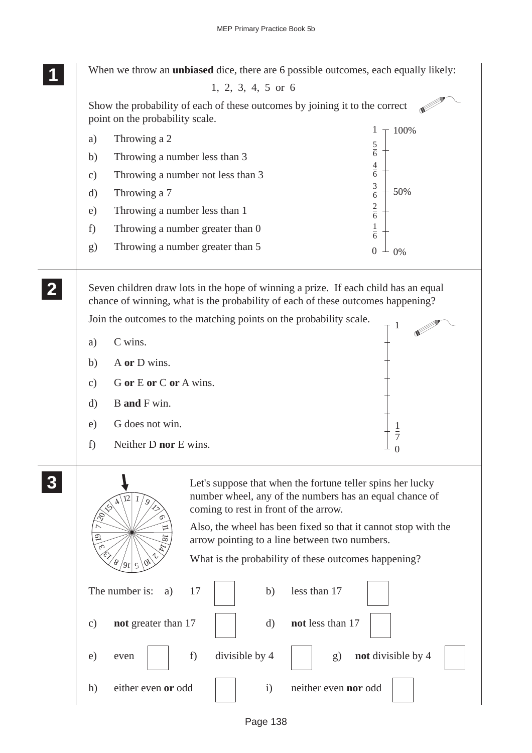**1**

When we throw an **unbiased** dice, there are 6 possible outcomes, each equally likely:

1, 2, 3, 4, 5 or 6

Show the probability of each of these outcomes by joining it to the correct point on the probability scale.

a) Throwing a 2

b) Throwing a number less than 3

c) Throwing a number not less than 3

d) Throwing a 7

e) Throwing a number less than 1

f) Throwing a number greater than 0

g) Throwing a number greater than 5

Probability scale: 1 (100%), $\frac{5}{6}$, $\frac{4}{6}$, $\frac{3}{6}$ (50%), $\frac{2}{6}$, $\frac{1}{6}$, 0 (0%)

**2**

Seven children draw lots in the hope of winning a prize. If each child has an equal chance of winning, what is the probability of each of these outcomes happening?

Join the outcomes to the matching points on the probability scale.

a) C wins.

b) A **or** D wins.

c) G **or** E **or** C **or** A wins.

d) B **and** F win.

e) G does not win.

f) Neither D **nor** E wins.

Probability scale: 1, …, $\frac{1}{7}$, 0

**3**

Let's suppose that when the fortune teller spins her lucky number wheel, any of the numbers has an equal chance of coming to rest in front of the arrow.

Also, the wheel has been fixed so that it cannot stop with the arrow pointing to a line between two numbers.

What is the probability of these outcomes happening?

The number is: a) 17 ☐ b) less than 17 ☐

c) **not** greater than 17 ☐ d) **not** less than 17 ☐

e) even ☐ f) divisible by 4 ☐ g) **not** divisible by 4 ☐

h) either even **or** odd ☐ i) neither even **nor** odd ☐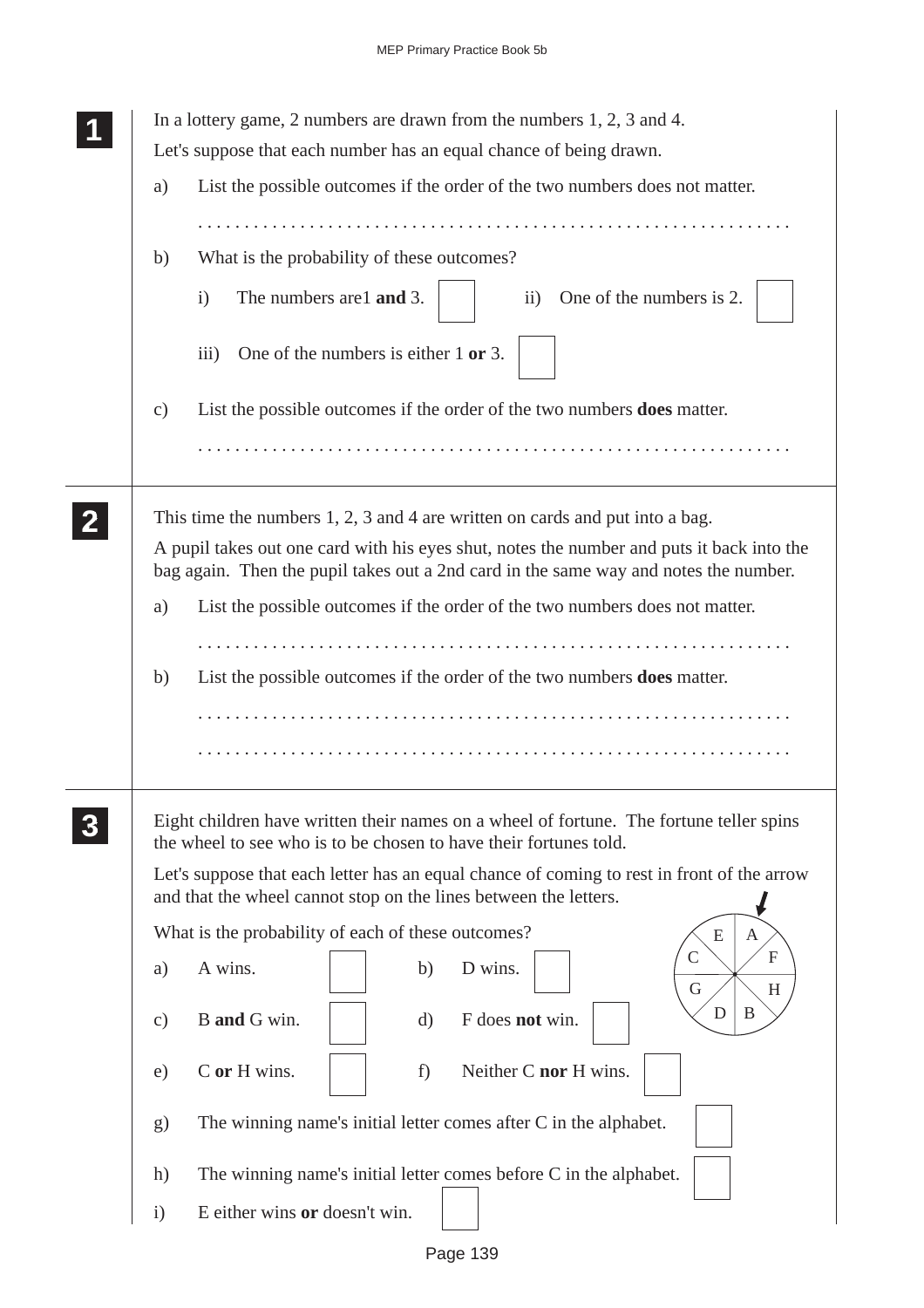**1**

In a lottery game, 2 numbers are drawn from the numbers 1, 2, 3 and 4.

Let's suppose that each number has an equal chance of being drawn.

a) List the possible outcomes if the order of the two numbers does not matter.

. . . . . . . . . . . . . . . . . . . . . . . . . . . . . . . . . . . . . . . . . . . . . . . . . . . . . . . . . . . . . .

b) What is the probability of these outcomes?

i) The numbers are1 **and** 3. ☐

ii) One of the numbers is 2. ☐

iii) One of the numbers is either 1 **or** 3. ☐

c) List the possible outcomes if the order of the two numbers **does** matter.

. . . . . . . . . . . . . . . . . . . . . . . . . . . . . . . . . . . . . . . . . . . . . . . . . . . . . . . . . . . . . .

**2**

This time the numbers 1, 2, 3 and 4 are written on cards and put into a bag.

A pupil takes out one card with his eyes shut, notes the number and puts it back into the bag again. Then the pupil takes out a 2nd card in the same way and notes the number.

a) List the possible outcomes if the order of the two numbers does not matter.

. . . . . . . . . . . . . . . . . . . . . . . . . . . . . . . . . . . . . . . . . . . . . . . . . . . . . . . . . . . . . .

b) List the possible outcomes if the order of the two numbers **does** matter.

. . . . . . . . . . . . . . . . . . . . . . . . . . . . . . . . . . . . . . . . . . . . . . . . . . . . . . . . . . . . . .

. . . . . . . . . . . . . . . . . . . . . . . . . . . . . . . . . . . . . . . . . . . . . . . . . . . . . . . . . . . . . .

**3**

Eight children have written their names on a wheel of fortune. The fortune teller spins the wheel to see who is to be chosen to have their fortunes told.

Let's suppose that each letter has an equal chance of coming to rest in front of the arrow and that the wheel cannot stop on the lines between the letters.

What is the probability of each of these outcomes?

E A C F G H D B

a) A wins. ☐

b) D wins. ☐

c) B **and** G win. ☐

d) F does **not** win. ☐

e) C **or** H wins. ☐

f) Neither C **nor** H wins. ☐

g) The winning name's initial letter comes after C in the alphabet. ☐

h) The winning name's initial letter comes before C in the alphabet. ☐

i) E either wins **or** doesn't win. ☐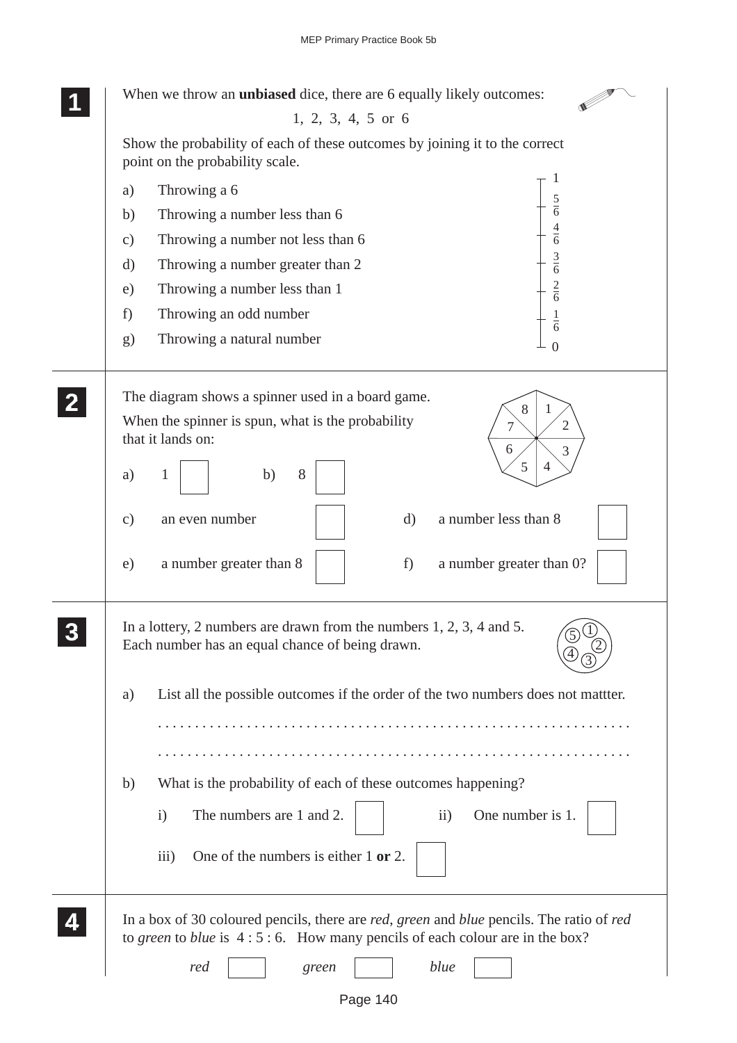**1**

When we throw an **unbiased** dice, there are 6 equally likely outcomes:

1, 2, 3, 4, 5 or 6

Show the probability of each of these outcomes by joining it to the correct point on the probability scale.

a) Throwing a 6

b) Throwing a number less than 6

c) Throwing a number not less than 6

d) Throwing a number greater than 2

e) Throwing a number less than 1

f) Throwing an odd number

g) Throwing a natural number

1

$\frac{5}{6}$

$\frac{4}{6}$

$\frac{3}{6}$

$\frac{2}{6}$

$\frac{1}{6}$

0

**2**

The diagram shows a spinner used in a board game.

8 1 2 3 4 5 6 7

When the spinner is spun, what is the probability that it lands on:

a) 1 ☐ b) 8 ☐

c) an even number ☐ d) a number less than 8 ☐

e) a number greater than 8 ☐ f) a number greater than 0? ☐

**3**

In a lottery, 2 numbers are drawn from the numbers 1, 2, 3, 4 and 5. Each number has an equal chance of being drawn.

a) List all the possible outcomes if the order of the two numbers does not mattter.

. . . . . . . . . . . . . . . . . . . . . . . . . . . . . . . . . . . . . . . . . . . . . . . . . . . . . . . . . . . . . .

. . . . . . . . . . . . . . . . . . . . . . . . . . . . . . . . . . . . . . . . . . . . . . . . . . . . . . . . . . . . . .

b) What is the probability of each of these outcomes happening?

i) The numbers are 1 and 2. ☐ ii) One number is 1. ☐

iii) One of the numbers is either 1 **or** 2. ☐

**4**

In a box of 30 coloured pencils, there are *red*, *green* and *blue* pencils. The ratio of *red* to *green* to *blue* is 4 : 5 : 6. How many pencils of each colour are in the box?

*red* ☐ *green* ☐ *blue* ☐